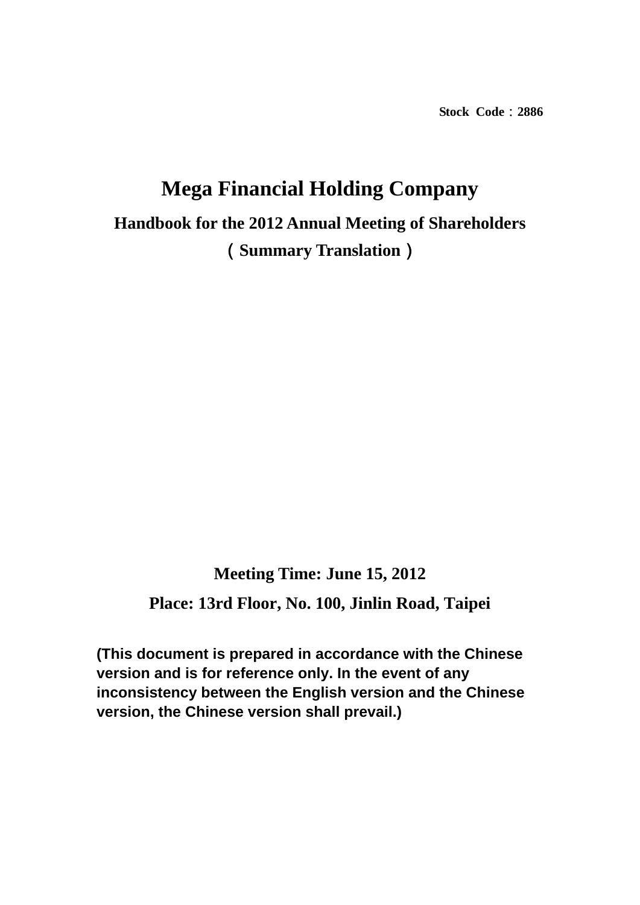Stock Code：2886

# Mega Financial Holding Company

## Handbook for the 2012 Annual Meeting of Shareholders

## （Summary Translation）

**Meeting Time: June 15, 2012**

**Place: 13rd Floor, No. 100, Jinlin Road, Taipei**

**(This document is prepared in accordance with the Chinese version and is for reference only. In the event of any inconsistency between the English version and the Chinese version, the Chinese version shall prevail.)**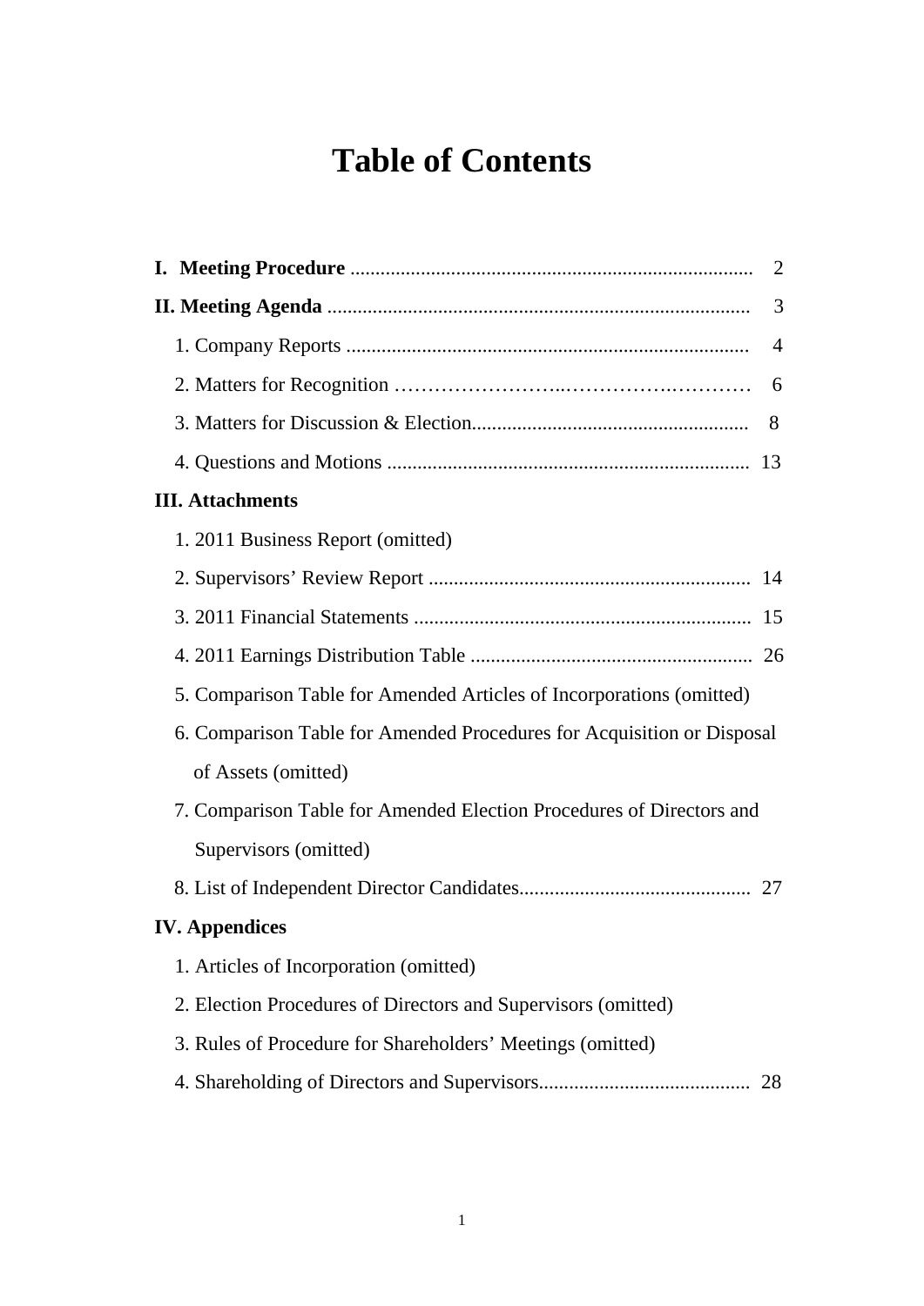# Table of Contents

**I. Meeting Procedure** ............................................................................... 2

**II. Meeting Agenda** ................................................................................... 3

1. Company Reports ............................................................................... 4
2. Matters for Recognition ……………………..……………….………… 6
3. Matters for Discussion & Election...................................................... 8
4. Questions and Motions ....................................................................... 13

**III. Attachments**

1. 2011 Business Report (omitted)
2. Supervisors' Review Report ................................................................ 14
3. 2011 Financial Statements .................................................................. 15
4. 2011 Earnings Distribution Table ....................................................... 26
5. Comparison Table for Amended Articles of Incorporations (omitted)
6. Comparison Table for Amended Procedures for Acquisition or Disposal of Assets (omitted)
7. Comparison Table for Amended Election Procedures of Directors and Supervisors (omitted)
8. List of Independent Director Candidates............................................. 27

**IV. Appendices**

1. Articles of Incorporation (omitted)
2. Election Procedures of Directors and Supervisors (omitted)
3. Rules of Procedure for Shareholders' Meetings (omitted)
4. Shareholding of Directors and Supervisors.......................................... 28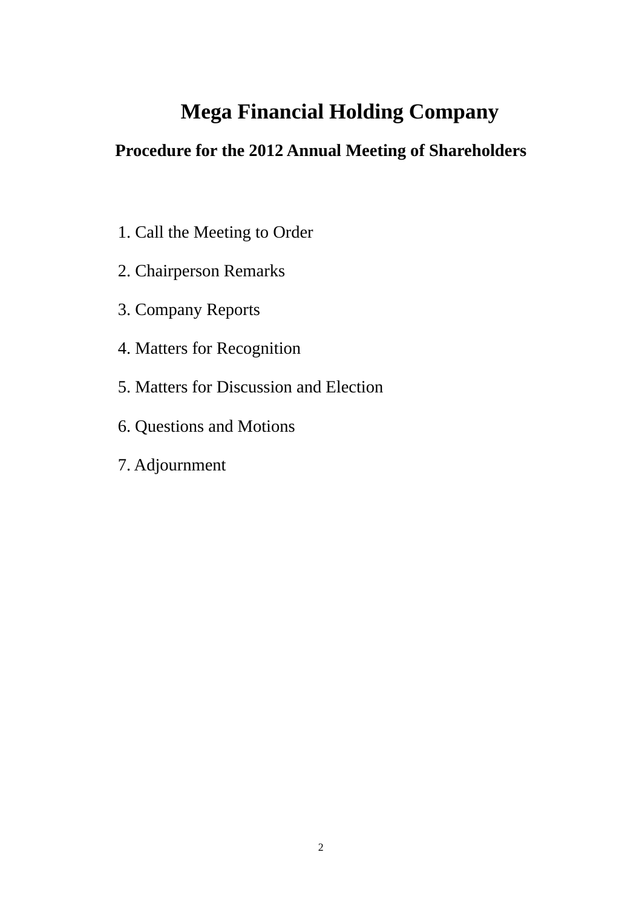# Mega Financial Holding Company

## Procedure for the 2012 Annual Meeting of Shareholders

1. Call the Meeting to Order
2. Chairperson Remarks
3. Company Reports
4. Matters for Recognition
5. Matters for Discussion and Election
6. Questions and Motions
7. Adjournment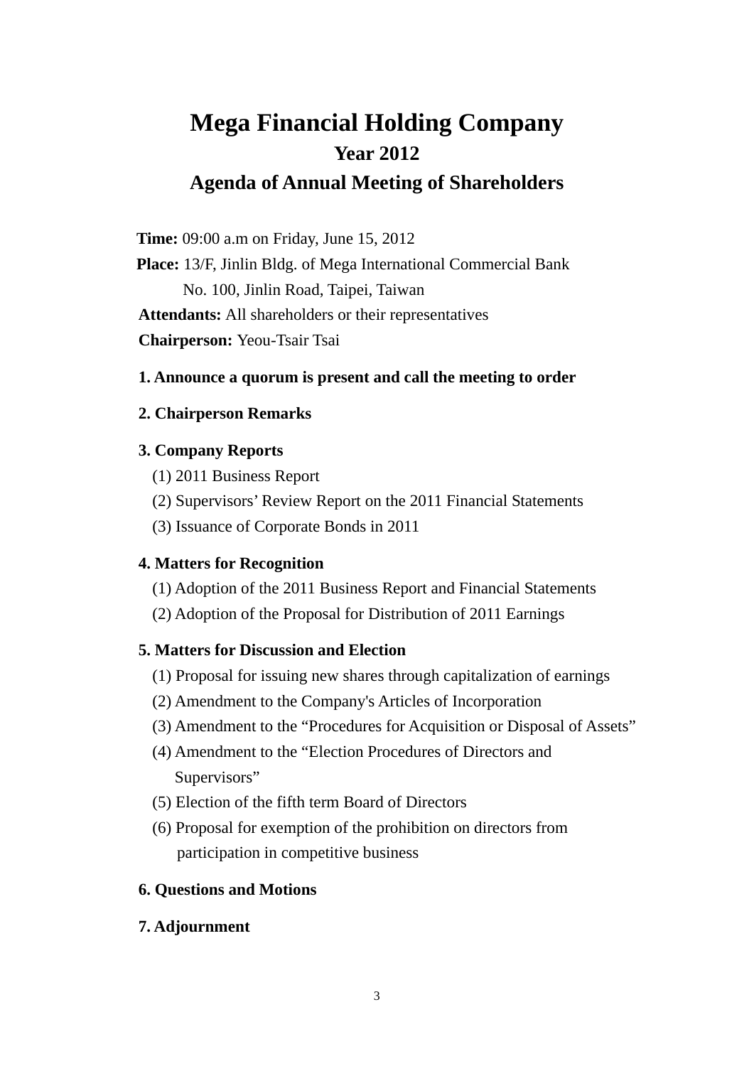# Mega Financial Holding Company

## Year 2012

## Agenda of Annual Meeting of Shareholders

**Time:** 09:00 a.m on Friday, June 15, 2012

**Place:** 13/F, Jinlin Bldg. of Mega International Commercial Bank
No. 100, Jinlin Road, Taipei, Taiwan

**Attendants:** All shareholders or their representatives

**Chairperson:** Yeou-Tsair Tsai

**1. Announce a quorum is present and call the meeting to order**

**2. Chairperson Remarks**

**3. Company Reports**

(1) 2011 Business Report
(2) Supervisors' Review Report on the 2011 Financial Statements
(3) Issuance of Corporate Bonds in 2011

**4. Matters for Recognition**

(1) Adoption of the 2011 Business Report and Financial Statements
(2) Adoption of the Proposal for Distribution of 2011 Earnings

**5. Matters for Discussion and Election**

(1) Proposal for issuing new shares through capitalization of earnings
(2) Amendment to the Company's Articles of Incorporation
(3) Amendment to the "Procedures for Acquisition or Disposal of Assets"
(4) Amendment to the "Election Procedures of Directors and Supervisors"
(5) Election of the fifth term Board of Directors
(6) Proposal for exemption of the prohibition on directors from participation in competitive business

**6. Questions and Motions**

**7. Adjournment**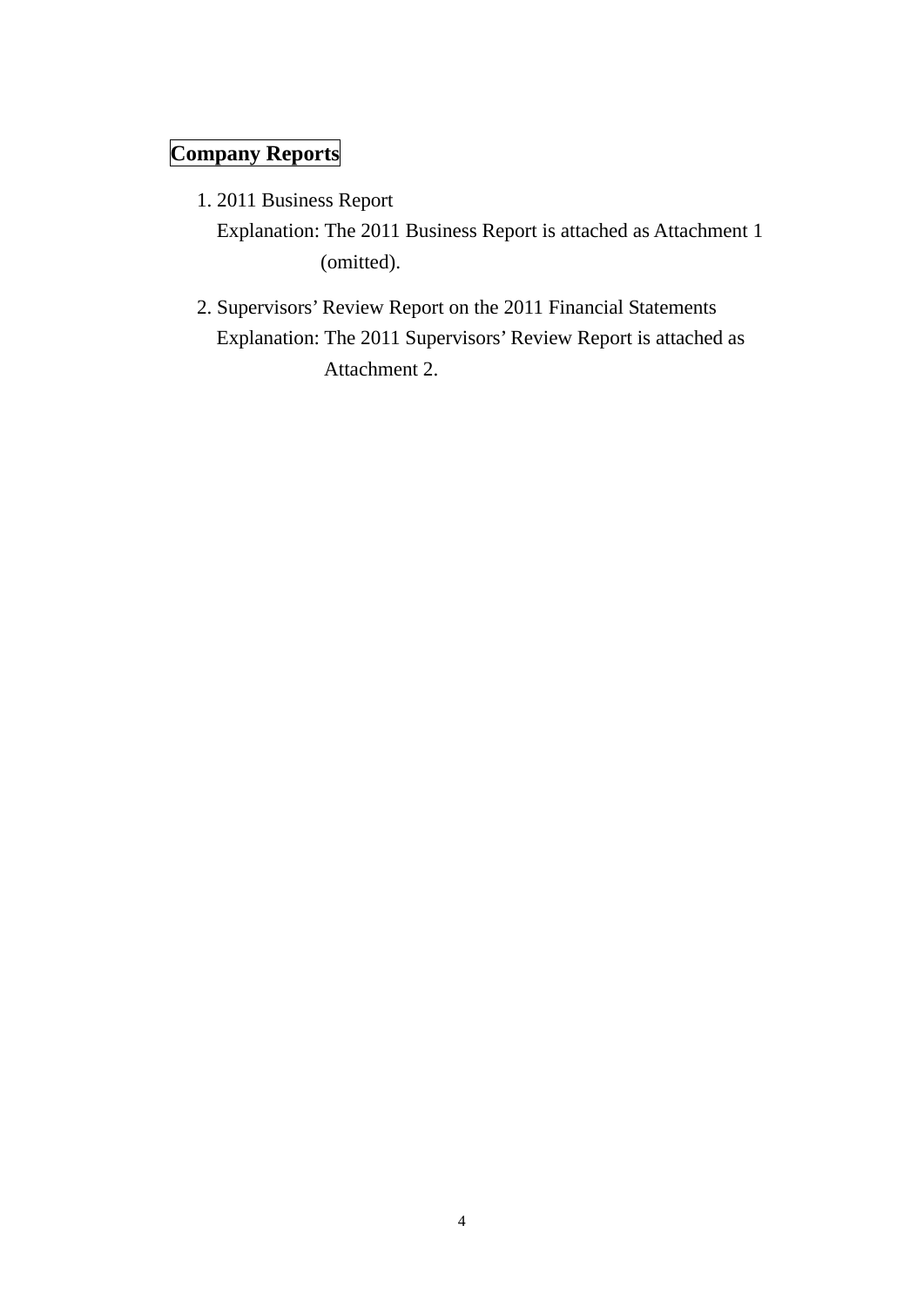## Company Reports

1. 2011 Business Report
   Explanation: The 2011 Business Report is attached as Attachment 1 (omitted).

2. Supervisors' Review Report on the 2011 Financial Statements
   Explanation: The 2011 Supervisors' Review Report is attached as Attachment 2.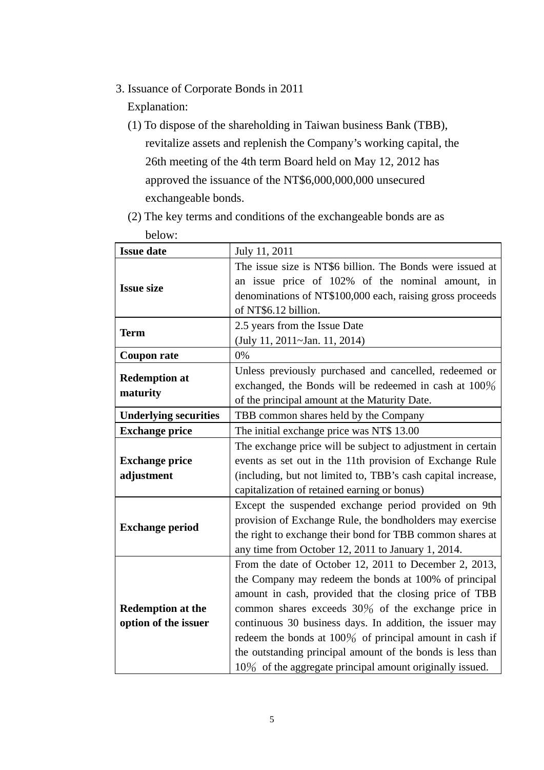3. Issuance of Corporate Bonds in 2011

Explanation:

(1) To dispose of the shareholding in Taiwan business Bank (TBB), revitalize assets and replenish the Company's working capital, the 26th meeting of the 4th term Board held on May 12, 2012 has approved the issuance of the NT$6,000,000,000 unsecured exchangeable bonds.

(2) The key terms and conditions of the exchangeable bonds are as below:

| **Issue date** | July 11, 2011 |
|---|---|
| **Issue size** | The issue size is NT$6 billion. The Bonds were issued at an issue price of 102% of the nominal amount, in denominations of NT$100,000 each, raising gross proceeds of NT$6.12 billion. |
| **Term** | 2.5 years from the Issue Date (July 11, 2011~Jan. 11, 2014) |
| **Coupon rate** | 0% |
| **Redemption at maturity** | Unless previously purchased and cancelled, redeemed or exchanged, the Bonds will be redeemed in cash at 100％ of the principal amount at the Maturity Date. |
| **Underlying securities** | TBB common shares held by the Company |
| **Exchange price** | The initial exchange price was NT$ 13.00 |
| **Exchange price adjustment** | The exchange price will be subject to adjustment in certain events as set out in the 11th provision of Exchange Rule (including, but not limited to, TBB's cash capital increase, capitalization of retained earning or bonus) |
| **Exchange period** | Except the suspended exchange period provided on 9th provision of Exchange Rule, the bondholders may exercise the right to exchange their bond for TBB common shares at any time from October 12, 2011 to January 1, 2014. |
| **Redemption at the option of the issuer** | From the date of October 12, 2011 to December 2, 2013, the Company may redeem the bonds at 100% of principal amount in cash, provided that the closing price of TBB common shares exceeds 30％ of the exchange price in continuous 30 business days. In addition, the issuer may redeem the bonds at 100％ of principal amount in cash if the outstanding principal amount of the bonds is less than 10％ of the aggregate principal amount originally issued. |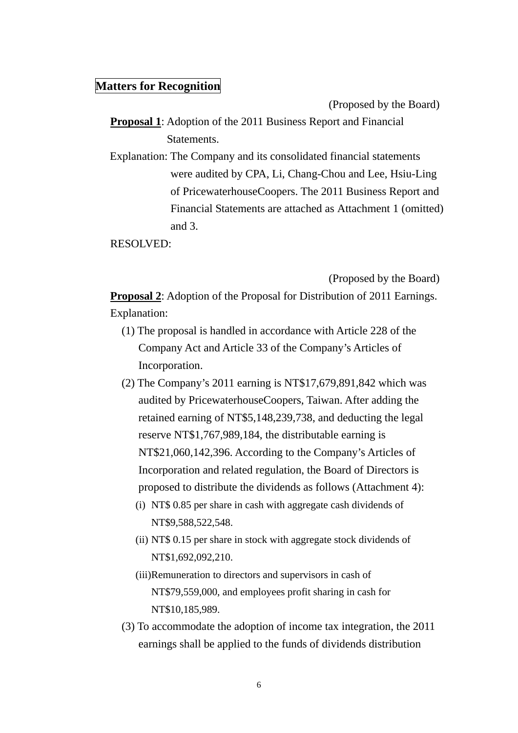## Matters for Recognition

(Proposed by the Board)

**Proposal 1**: Adoption of the 2011 Business Report and Financial Statements.

Explanation: The Company and its consolidated financial statements were audited by CPA, Li, Chang-Chou and Lee, Hsiu-Ling of PricewaterhouseCoopers. The 2011 Business Report and Financial Statements are attached as Attachment 1 (omitted) and 3.

RESOLVED:

(Proposed by the Board)

**Proposal 2**: Adoption of the Proposal for Distribution of 2011 Earnings.

Explanation:

(1) The proposal is handled in accordance with Article 228 of the Company Act and Article 33 of the Company's Articles of Incorporation.

(2) The Company's 2011 earning is NT$17,679,891,842 which was audited by PricewaterhouseCoopers, Taiwan. After adding the retained earning of NT$5,148,239,738, and deducting the legal reserve NT$1,767,989,184, the distributable earning is NT$21,060,142,396. According to the Company's Articles of Incorporation and related regulation, the Board of Directors is proposed to distribute the dividends as follows (Attachment 4):

(i) NT$ 0.85 per share in cash with aggregate cash dividends of NT$9,588,522,548.

(ii) NT$ 0.15 per share in stock with aggregate stock dividends of NT$1,692,092,210.

(iii) Remuneration to directors and supervisors in cash of NT$79,559,000, and employees profit sharing in cash for NT$10,185,989.

(3) To accommodate the adoption of income tax integration, the 2011 earnings shall be applied to the funds of dividends distribution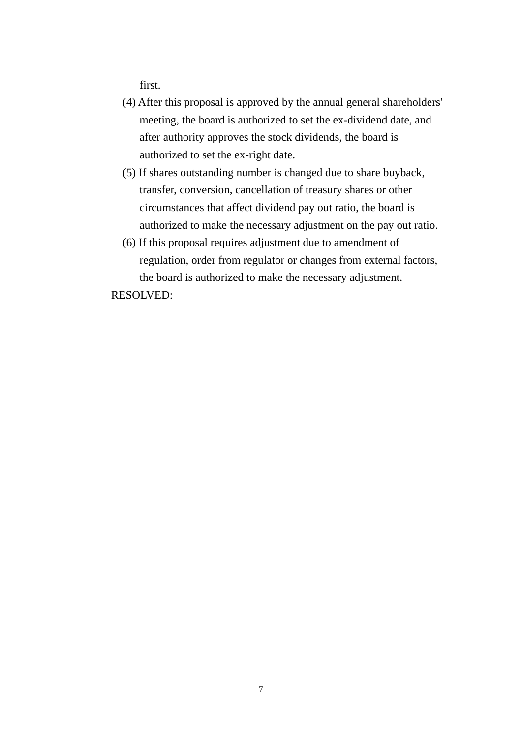first.

(4) After this proposal is approved by the annual general shareholders' meeting, the board is authorized to set the ex-dividend date, and after authority approves the stock dividends, the board is authorized to set the ex-right date.

(5) If shares outstanding number is changed due to share buyback, transfer, conversion, cancellation of treasury shares or other circumstances that affect dividend pay out ratio, the board is authorized to make the necessary adjustment on the pay out ratio.

(6) If this proposal requires adjustment due to amendment of regulation, order from regulator or changes from external factors, the board is authorized to make the necessary adjustment.

RESOLVED: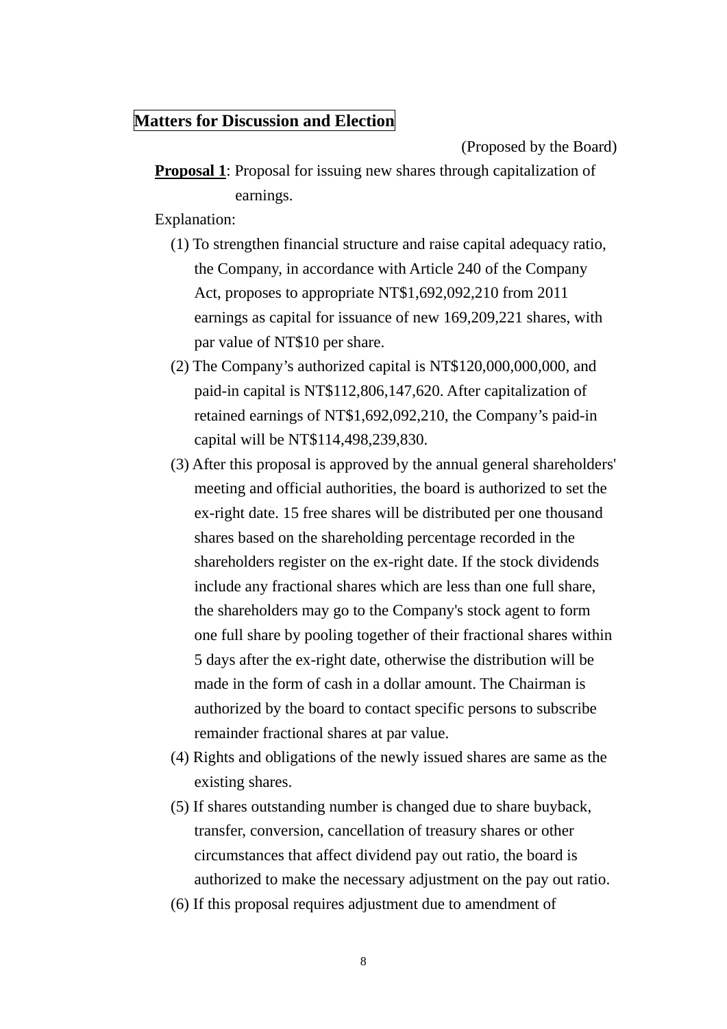**Matters for Discussion and Election**

(Proposed by the Board)

**Proposal 1**: Proposal for issuing new shares through capitalization of earnings.

Explanation:

(1) To strengthen financial structure and raise capital adequacy ratio, the Company, in accordance with Article 240 of the Company Act, proposes to appropriate NT$1,692,092,210 from 2011 earnings as capital for issuance of new 169,209,221 shares, with par value of NT$10 per share.

(2) The Company's authorized capital is NT$120,000,000,000, and paid-in capital is NT$112,806,147,620. After capitalization of retained earnings of NT$1,692,092,210, the Company's paid-in capital will be NT$114,498,239,830.

(3) After this proposal is approved by the annual general shareholders' meeting and official authorities, the board is authorized to set the ex-right date. 15 free shares will be distributed per one thousand shares based on the shareholding percentage recorded in the shareholders register on the ex-right date. If the stock dividends include any fractional shares which are less than one full share, the shareholders may go to the Company's stock agent to form one full share by pooling together of their fractional shares within 5 days after the ex-right date, otherwise the distribution will be made in the form of cash in a dollar amount. The Chairman is authorized by the board to contact specific persons to subscribe remainder fractional shares at par value.

(4) Rights and obligations of the newly issued shares are same as the existing shares.

(5) If shares outstanding number is changed due to share buyback, transfer, conversion, cancellation of treasury shares or other circumstances that affect dividend pay out ratio, the board is authorized to make the necessary adjustment on the pay out ratio.

(6) If this proposal requires adjustment due to amendment of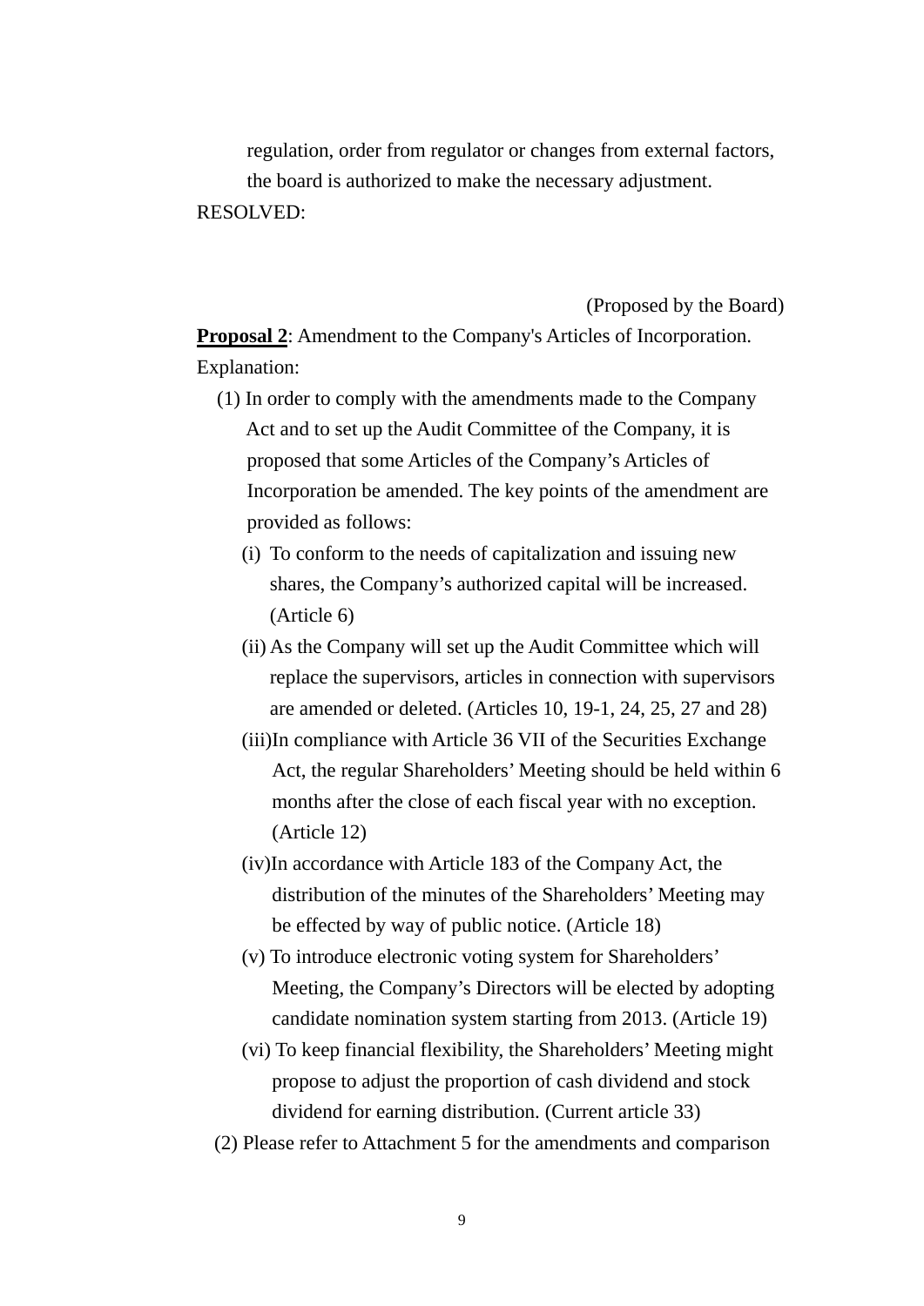regulation, order from regulator or changes from external factors, the board is authorized to make the necessary adjustment.

RESOLVED:

(Proposed by the Board)

**Proposal 2**: Amendment to the Company's Articles of Incorporation.

Explanation:

(1) In order to comply with the amendments made to the Company Act and to set up the Audit Committee of the Company, it is proposed that some Articles of the Company's Articles of Incorporation be amended. The key points of the amendment are provided as follows:

   (i) To conform to the needs of capitalization and issuing new shares, the Company's authorized capital will be increased. (Article 6)

   (ii) As the Company will set up the Audit Committee which will replace the supervisors, articles in connection with supervisors are amended or deleted. (Articles 10, 19-1, 24, 25, 27 and 28)

   (iii) In compliance with Article 36 VII of the Securities Exchange Act, the regular Shareholders' Meeting should be held within 6 months after the close of each fiscal year with no exception. (Article 12)

   (iv) In accordance with Article 183 of the Company Act, the distribution of the minutes of the Shareholders' Meeting may be effected by way of public notice. (Article 18)

   (v) To introduce electronic voting system for Shareholders' Meeting, the Company's Directors will be elected by adopting candidate nomination system starting from 2013. (Article 19)

   (vi) To keep financial flexibility, the Shareholders' Meeting might propose to adjust the proportion of cash dividend and stock dividend for earning distribution. (Current article 33)

(2) Please refer to Attachment 5 for the amendments and comparison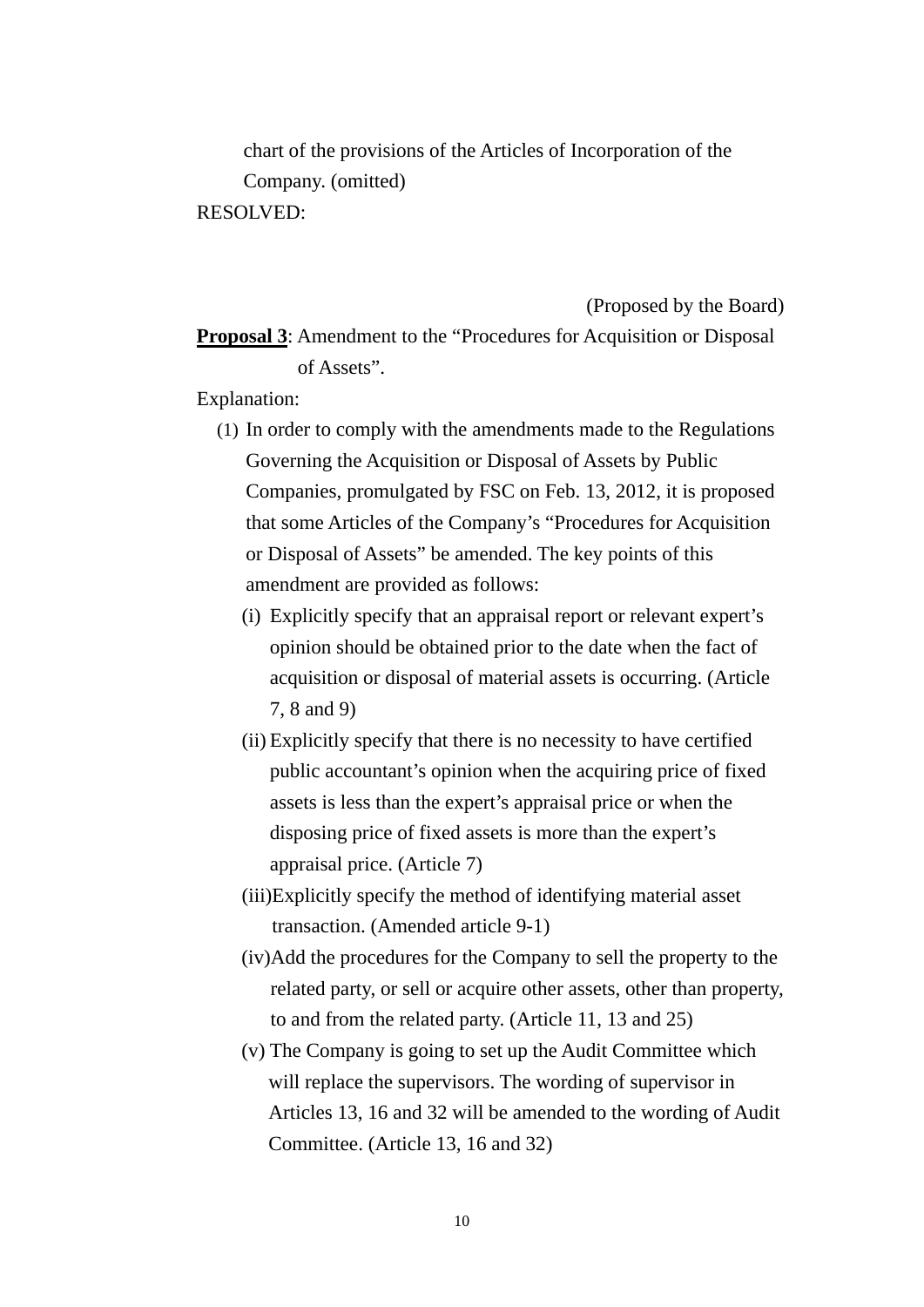chart of the provisions of the Articles of Incorporation of the Company. (omitted)

RESOLVED:

(Proposed by the Board)

**Proposal 3**: Amendment to the “Procedures for Acquisition or Disposal of Assets”.

Explanation:

(1) In order to comply with the amendments made to the Regulations Governing the Acquisition or Disposal of Assets by Public Companies, promulgated by FSC on Feb. 13, 2012, it is proposed that some Articles of the Company’s “Procedures for Acquisition or Disposal of Assets” be amended. The key points of this amendment are provided as follows:

(i) Explicitly specify that an appraisal report or relevant expert’s opinion should be obtained prior to the date when the fact of acquisition or disposal of material assets is occurring. (Article 7, 8 and 9)

(ii) Explicitly specify that there is no necessity to have certified public accountant’s opinion when the acquiring price of fixed assets is less than the expert’s appraisal price or when the disposing price of fixed assets is more than the expert’s appraisal price. (Article 7)

(iii) Explicitly specify the method of identifying material asset transaction. (Amended article 9-1)

(iv) Add the procedures for the Company to sell the property to the related party, or sell or acquire other assets, other than property, to and from the related party. (Article 11, 13 and 25)

(v) The Company is going to set up the Audit Committee which will replace the supervisors. The wording of supervisor in Articles 13, 16 and 32 will be amended to the wording of Audit Committee. (Article 13, 16 and 32)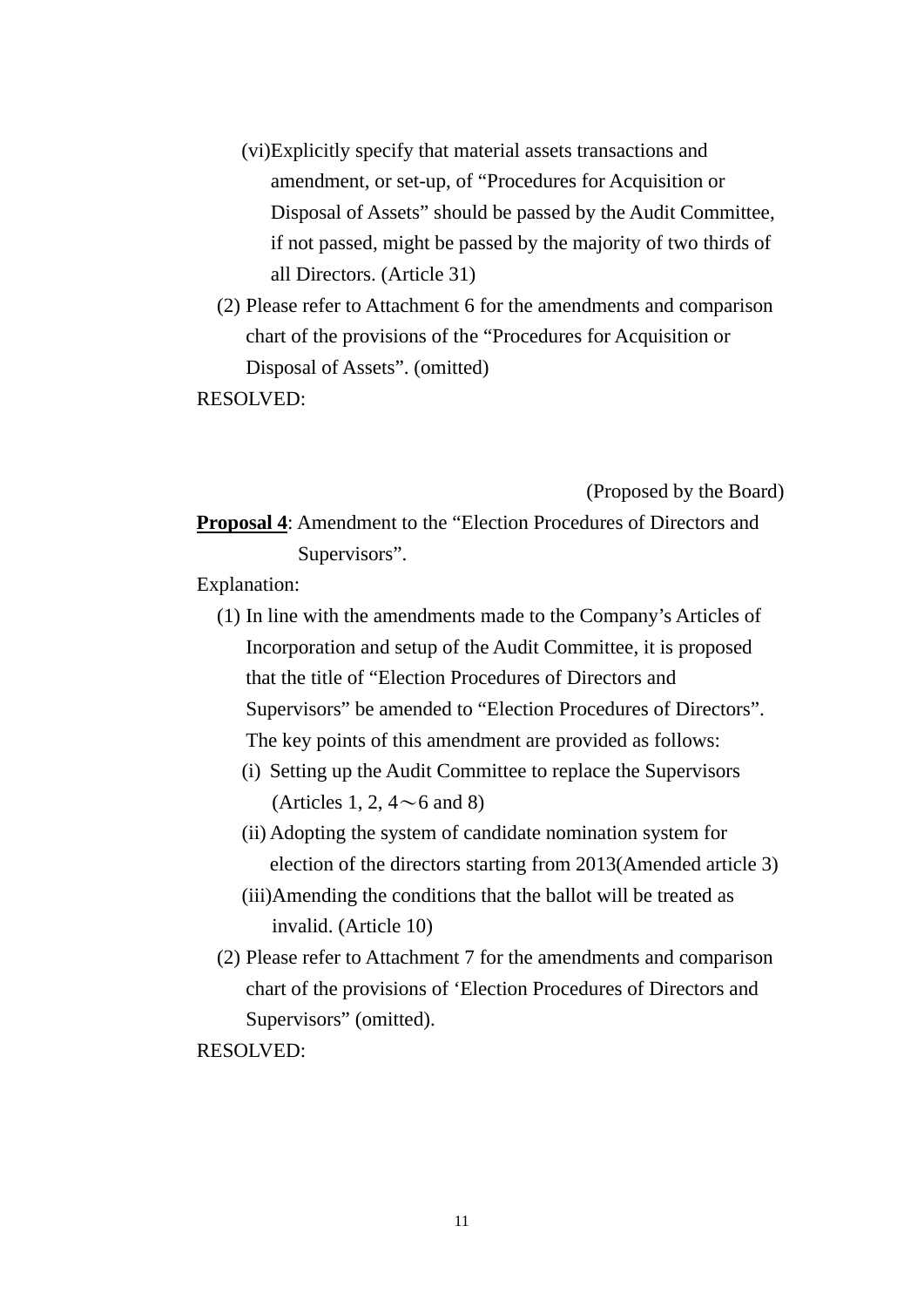(vi)Explicitly specify that material assets transactions and amendment, or set-up, of “Procedures for Acquisition or Disposal of Assets” should be passed by the Audit Committee, if not passed, might be passed by the majority of two thirds of all Directors. (Article 31)

(2) Please refer to Attachment 6 for the amendments and comparison chart of the provisions of the “Procedures for Acquisition or Disposal of Assets”. (omitted)

RESOLVED:

(Proposed by the Board)

**Proposal 4**: Amendment to the “Election Procedures of Directors and Supervisors”.

Explanation:

(1) In line with the amendments made to the Company’s Articles of Incorporation and setup of the Audit Committee, it is proposed that the title of “Election Procedures of Directors and Supervisors” be amended to “Election Procedures of Directors”. The key points of this amendment are provided as follows:

(i) Setting up the Audit Committee to replace the Supervisors (Articles 1, 2, 4～6 and 8)

(ii) Adopting the system of candidate nomination system for election of the directors starting from 2013(Amended article 3)

(iii)Amending the conditions that the ballot will be treated as invalid. (Article 10)

(2) Please refer to Attachment 7 for the amendments and comparison chart of the provisions of ‘Election Procedures of Directors and Supervisors” (omitted).

RESOLVED: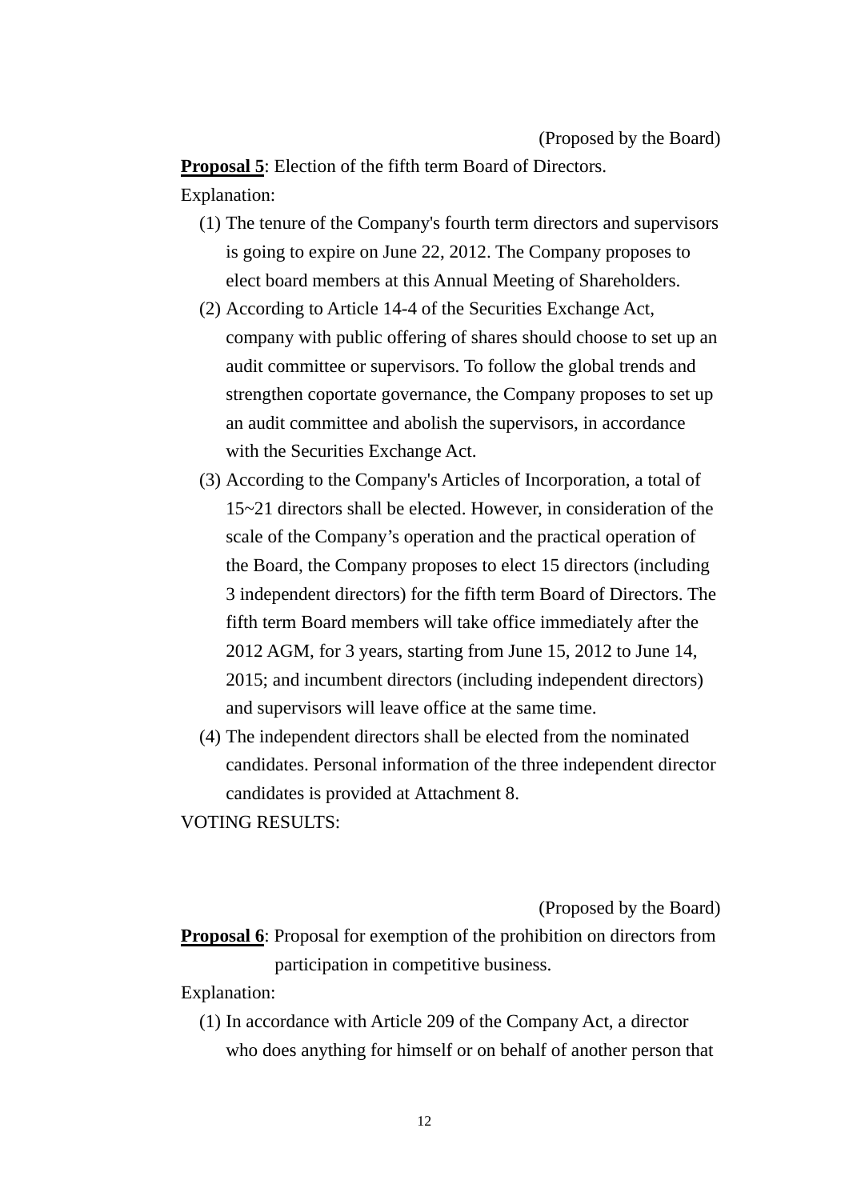(Proposed by the Board)

**Proposal 5**: Election of the fifth term Board of Directors.

Explanation:

(1) The tenure of the Company's fourth term directors and supervisors is going to expire on June 22, 2012. The Company proposes to elect board members at this Annual Meeting of Shareholders.

(2) According to Article 14-4 of the Securities Exchange Act, company with public offering of shares should choose to set up an audit committee or supervisors. To follow the global trends and strengthen coportate governance, the Company proposes to set up an audit committee and abolish the supervisors, in accordance with the Securities Exchange Act.

(3) According to the Company's Articles of Incorporation, a total of 15~21 directors shall be elected. However, in consideration of the scale of the Company's operation and the practical operation of the Board, the Company proposes to elect 15 directors (including 3 independent directors) for the fifth term Board of Directors. The fifth term Board members will take office immediately after the 2012 AGM, for 3 years, starting from June 15, 2012 to June 14, 2015; and incumbent directors (including independent directors) and supervisors will leave office at the same time.

(4) The independent directors shall be elected from the nominated candidates. Personal information of the three independent director candidates is provided at Attachment 8.

VOTING RESULTS:

(Proposed by the Board)

**Proposal 6**: Proposal for exemption of the prohibition on directors from participation in competitive business.

Explanation:

(1) In accordance with Article 209 of the Company Act, a director who does anything for himself or on behalf of another person that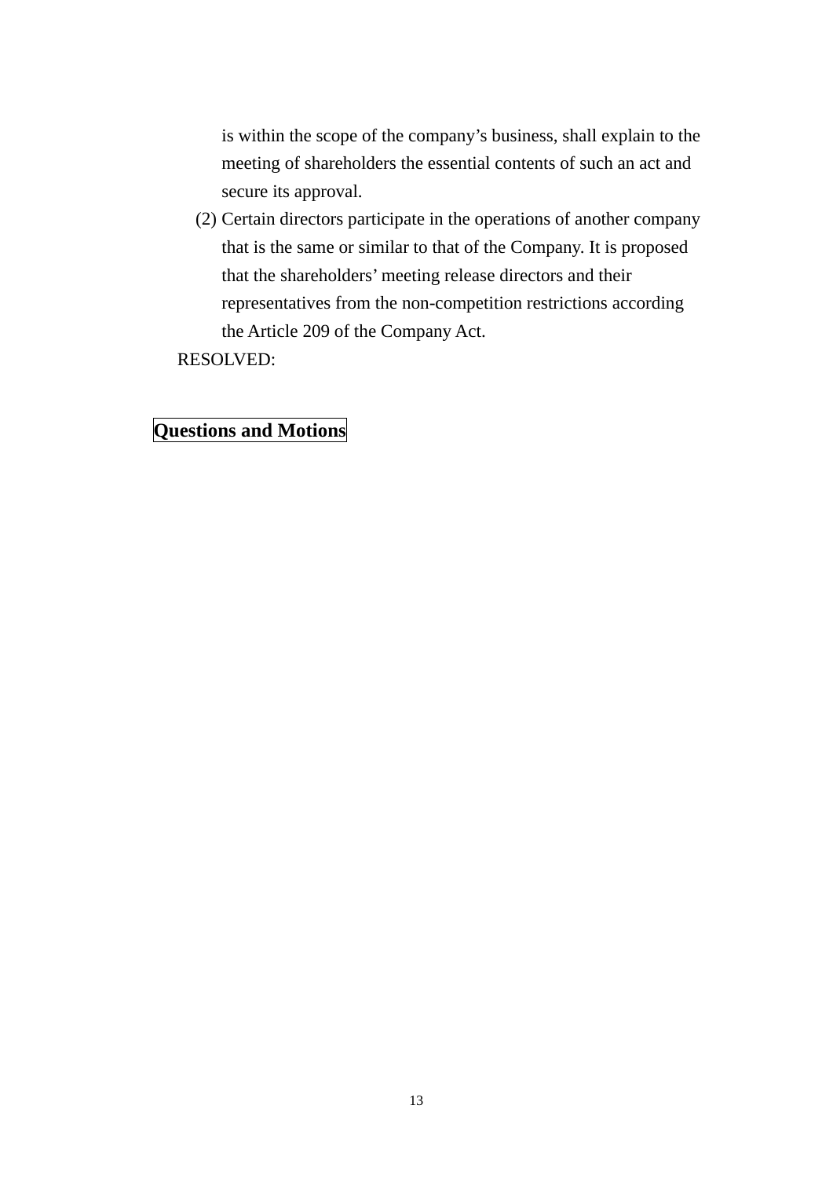is within the scope of the company's business, shall explain to the meeting of shareholders the essential contents of such an act and secure its approval.

(2) Certain directors participate in the operations of another company that is the same or similar to that of the Company. It is proposed that the shareholders' meeting release directors and their representatives from the non-competition restrictions according the Article 209 of the Company Act.

RESOLVED:

## Questions and Motions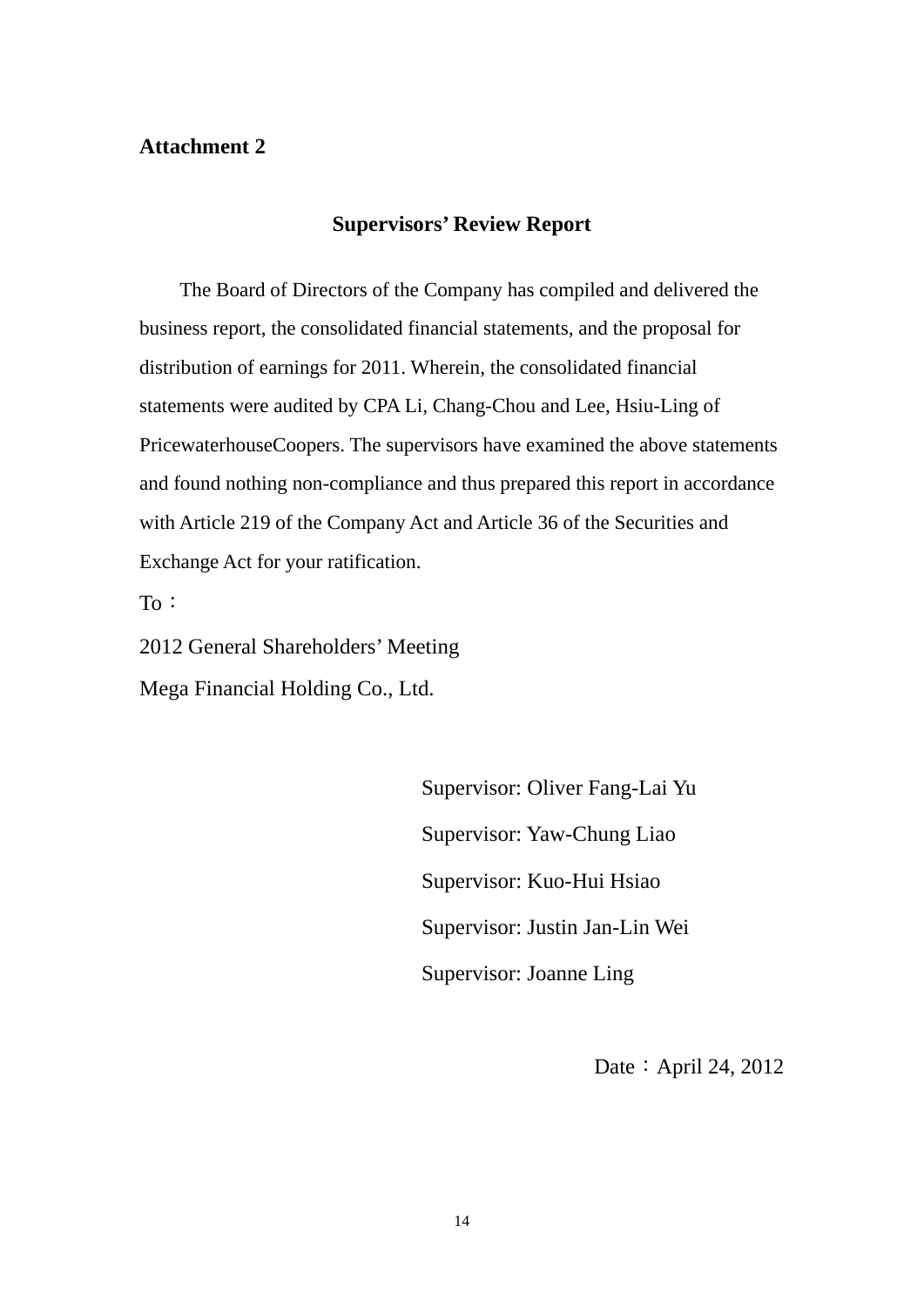**Attachment 2**

## Supervisors' Review Report

The Board of Directors of the Company has compiled and delivered the business report, the consolidated financial statements, and the proposal for distribution of earnings for 2011. Wherein, the consolidated financial statements were audited by CPA Li, Chang-Chou and Lee, Hsiu-Ling of PricewaterhouseCoopers. The supervisors have examined the above statements and found nothing non-compliance and thus prepared this report in accordance with Article 219 of the Company Act and Article 36 of the Securities and Exchange Act for your ratification.

To：

2012 General Shareholders' Meeting

Mega Financial Holding Co., Ltd.

Supervisor: Oliver Fang-Lai Yu

Supervisor: Yaw-Chung Liao

Supervisor: Kuo-Hui Hsiao

Supervisor: Justin Jan-Lin Wei

Supervisor: Joanne Ling

Date：April 24, 2012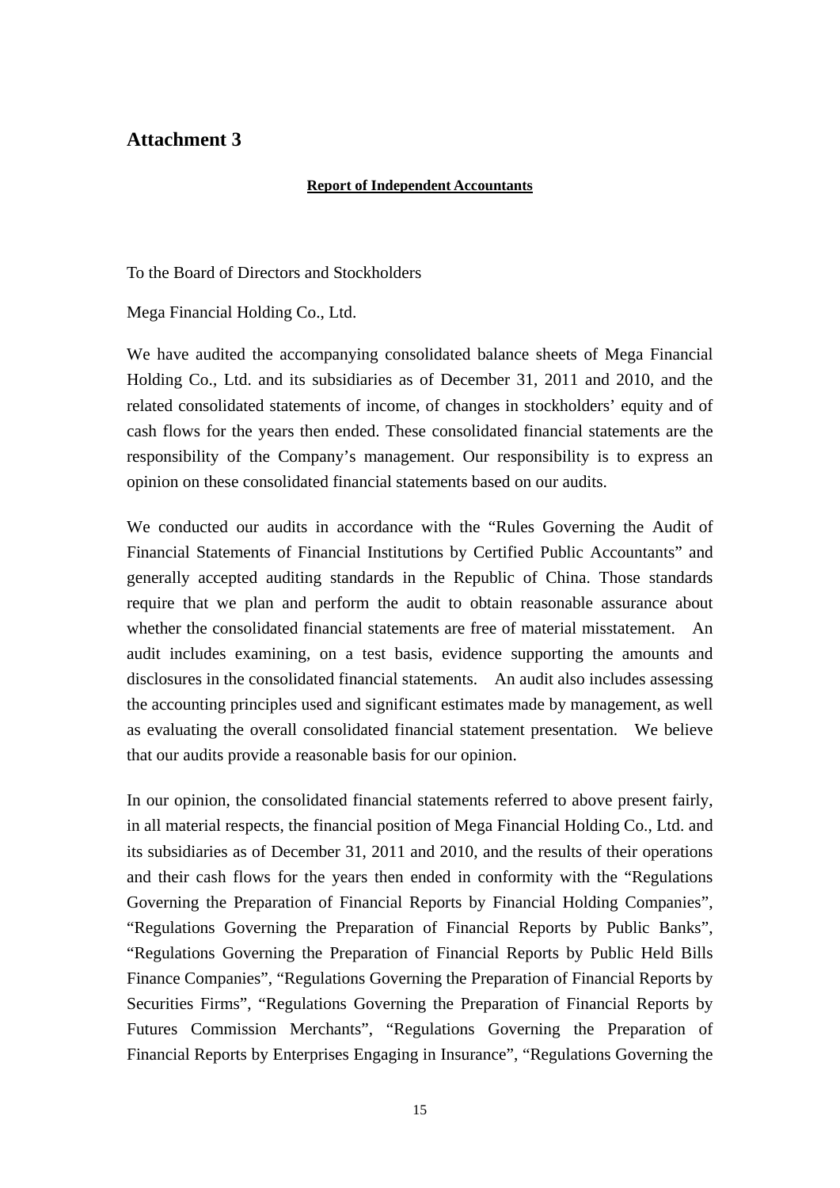## Attachment 3

**Report of Independent Accountants**

To the Board of Directors and Stockholders

Mega Financial Holding Co., Ltd.

We have audited the accompanying consolidated balance sheets of Mega Financial Holding Co., Ltd. and its subsidiaries as of December 31, 2011 and 2010, and the related consolidated statements of income, of changes in stockholders' equity and of cash flows for the years then ended. These consolidated financial statements are the responsibility of the Company's management. Our responsibility is to express an opinion on these consolidated financial statements based on our audits.

We conducted our audits in accordance with the "Rules Governing the Audit of Financial Statements of Financial Institutions by Certified Public Accountants" and generally accepted auditing standards in the Republic of China. Those standards require that we plan and perform the audit to obtain reasonable assurance about whether the consolidated financial statements are free of material misstatement. An audit includes examining, on a test basis, evidence supporting the amounts and disclosures in the consolidated financial statements. An audit also includes assessing the accounting principles used and significant estimates made by management, as well as evaluating the overall consolidated financial statement presentation. We believe that our audits provide a reasonable basis for our opinion.

In our opinion, the consolidated financial statements referred to above present fairly, in all material respects, the financial position of Mega Financial Holding Co., Ltd. and its subsidiaries as of December 31, 2011 and 2010, and the results of their operations and their cash flows for the years then ended in conformity with the "Regulations Governing the Preparation of Financial Reports by Financial Holding Companies", "Regulations Governing the Preparation of Financial Reports by Public Banks", "Regulations Governing the Preparation of Financial Reports by Public Held Bills Finance Companies", "Regulations Governing the Preparation of Financial Reports by Securities Firms", "Regulations Governing the Preparation of Financial Reports by Futures Commission Merchants", "Regulations Governing the Preparation of Financial Reports by Enterprises Engaging in Insurance", "Regulations Governing the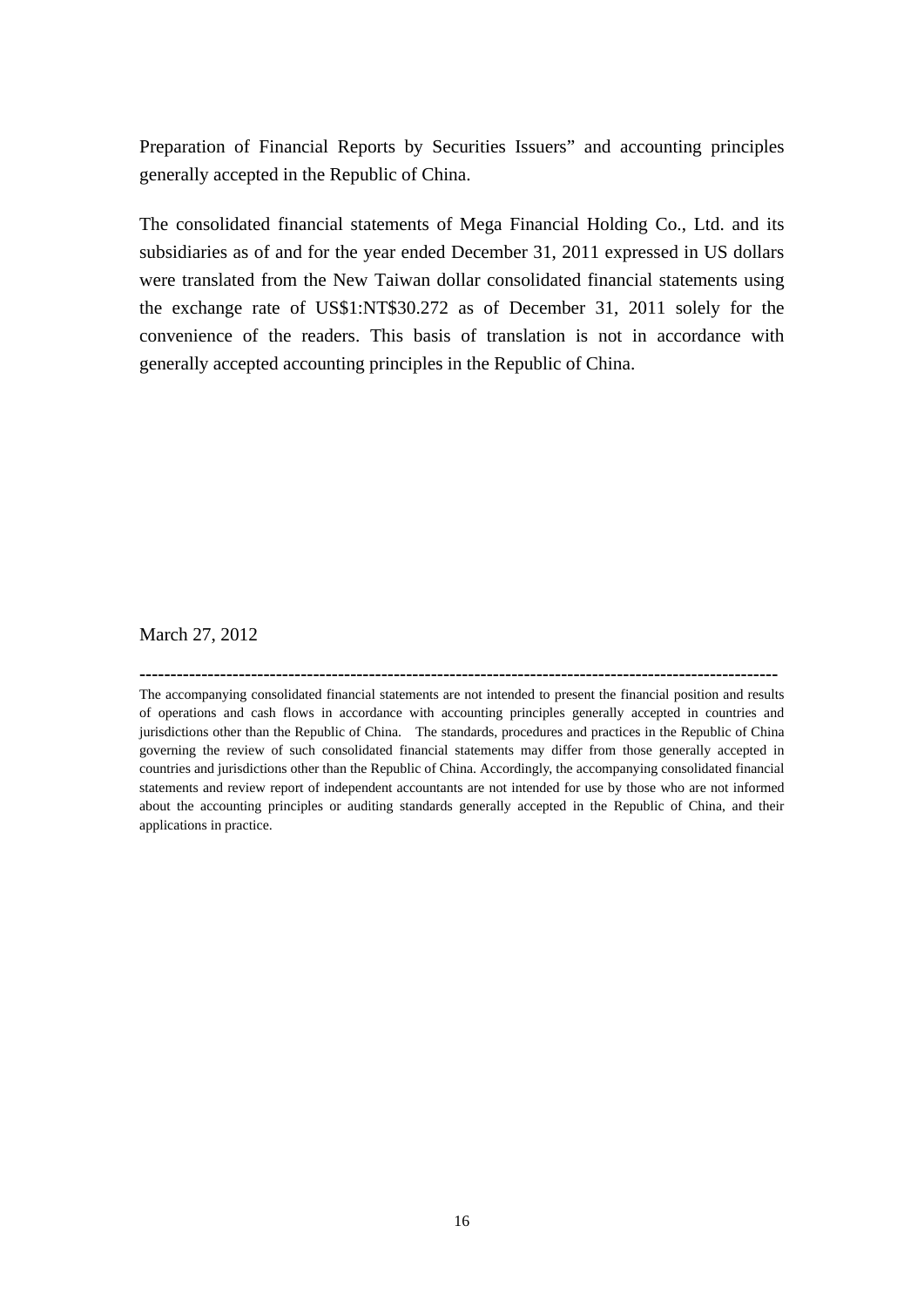Preparation of Financial Reports by Securities Issuers" and accounting principles generally accepted in the Republic of China.

The consolidated financial statements of Mega Financial Holding Co., Ltd. and its subsidiaries as of and for the year ended December 31, 2011 expressed in US dollars were translated from the New Taiwan dollar consolidated financial statements using the exchange rate of US$1:NT$30.272 as of December 31, 2011 solely for the convenience of the readers. This basis of translation is not in accordance with generally accepted accounting principles in the Republic of China.

March 27, 2012

---

The accompanying consolidated financial statements are not intended to present the financial position and results of operations and cash flows in accordance with accounting principles generally accepted in countries and jurisdictions other than the Republic of China. The standards, procedures and practices in the Republic of China governing the review of such consolidated financial statements may differ from those generally accepted in countries and jurisdictions other than the Republic of China. Accordingly, the accompanying consolidated financial statements and review report of independent accountants are not intended for use by those who are not informed about the accounting principles or auditing standards generally accepted in the Republic of China, and their applications in practice.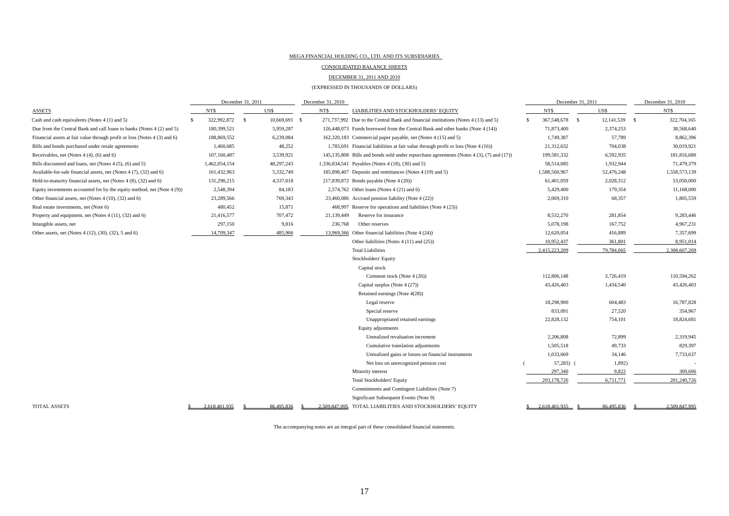MEGA FINANCIAL HOLDING CO., LTD. AND ITS SUBSIDIARIES

CONSOLIDATED BALANCE SHEETS

DECEMBER 31, 2011 AND 2010

(EXPRESSED IN THOUSANDS OF DOLLARS)

| ASSETS | December 31, 2011 NT$ | December 31, 2011 US$ | December 31, 2010 NT$ |
|---|---|---|---|
| Cash and cash equivalents (Notes 4 (1) and 5) | $ 322,992,872 | $ 10,669,691 | $ 271,737,992 |
| Due from the Central Bank and call loans to banks (Notes 4 (2) and 5) | 180,399,521 | 5,959,287 | 126,448,073 |
| Financial assets at fair value through profit or loss (Notes 4 (3) and 6) | 188,869,552 | 6,239,084 | 162,320,183 |
| Bills and bonds purchased under resale agreements | 1,460,685 | 48,252 | 1,783,691 |
| Receivables, net (Notes 4 (4), (6) and 6) | 107,160,487 | 3,539,921 | 145,135,808 |
| Bills discounted and loans, net (Notes 4 (5), (6) and 5) | 1,462,054,154 | 48,297,243 | 1,336,834,541 |
| Available-for-sale financial assets, net (Notes 4 (7), (32) and 6) | 161,432,963 | 5,332,749 | 185,898,407 |
| Held-to-maturity financial assets, net (Notes 4 (8), (32) and 6) | 131,290,215 | 4,337,018 | 217,839,872 |
| Equity investments accounted for by the equity method, net (Note 4 (9)) | 2,548,394 | 84,183 | 2,574,762 |
| Other financial assets, net (Notes 4 (10), (32) and 6) | 23,289,566 | 769,343 | 23,460,086 |
| Real estate investments, net (Note 6) | 480,452 | 15,871 | 468,997 |
| Property and equipment, net (Notes 4 (11), (32) and 6) | 21,416,577 | 707,472 | 21,139,449 |
| Intangible assets, net | 297,150 | 9,816 | 236,768 |
| Other assets, net (Notes 4 (12), (30), (32), 5 and 6) | 14,709,347 | 485,906 | 13,969,366 |
| TOTAL ASSETS | $ 2,618,401,935 | $ 86,495,836 | $ 2,509,847,995 |

| LIABILITIES AND STOCKHOLDERS' EQUITY | December 31, 2011 NT$ | December 31, 2011 US$ | December 31, 2010 NT$ |
|---|---|---|---|
| Due to the Central Bank and financial institutions (Notes 4 (13) and 5) | $ 367,548,678 | $ 12,141,539 | $ 322,704,165 |
| Funds borrowed from the Central Bank and other banks (Note 4 (14)) | 71,873,400 | 2,374,253 | 38,568,640 |
| Commercial paper payable, net (Notes 4 (15) and 5) | 1,749,387 | 57,789 | 8,862,396 |
| Financial liabilities at fair value through profit or loss (Note 4 (16)) | 21,312,632 | 704,038 | 30,019,921 |
| Bills and bonds sold under repurchase agreements (Notes 4 (3), (7) and (17)) | 199,581,332 | 6,592,935 | 181,816,680 |
| Payables (Notes 4 (18), (30) and 5) | 58,514,085 | 1,932,944 | 71,479,379 |
| Deposits and remittances (Notes 4 (19) and 5) | 1,588,560,967 | 52,476,248 | 1,558,573,139 |
| Bonds payable (Note 4 (20)) | 61,401,059 | 2,028,312 | 53,050,000 |
| Other loans (Notes 4 (21) and 6) | 5,429,400 | 179,354 | 11,168,000 |
| Accrued pension liability (Note 4 (22)) | 2,069,310 | 68,357 | 1,805,559 |
| Reserve for operations and liabilities (Note 4 (23)) | | | |
| Reserve for insurance | 8,532,270 | 281,854 | 9,283,446 |
| Other reserves | 5,078,198 | 167,752 | 4,967,231 |
| Other financial liabilities (Note 4 (24)) | 12,620,054 | 416,889 | 7,357,699 |
| Other liabilities (Notes 4 (11) and (25)) | 10,952,437 | 361,801 | 8,951,014 |
| Total Liabilities | 2,415,223,209 | 79,784,065 | 2,308,607,269 |
| Stockholders' Equity | | | |
| Capital stock | | | |
| Common stock (Note 4 (26)) | 112,806,148 | 3,726,419 | 110,594,262 |
| Capital surplus (Note 4 (27)) | 43,426,403 | 1,434,540 | 43,426,403 |
| Retained earnings (Note 4(28)) | | | |
| Legal reserve | 18,298,900 | 604,483 | 16,787,828 |
| Special reserve | 833,091 | 27,520 | 354,967 |
| Unappropriated retained earnings | 22,828,132 | 754,101 | 18,824,681 |
| Equity adjustments | | | |
| Unrealized revaluation increment | 2,206,808 | 72,899 | 2,319,945 |
| Cumulative translation adjustments | 1,505,518 | 49,733 | 829,397 |
| Unrealized gains or losses on financial instruments | 1,033,669 | 34,146 | 7,733,637 |
| Net loss on unrecognized pension cost | ( 57,283) | ( 1,892) | - |
| Minority interest | 297,340 | 9,822 | 369,606 |
| Total Stockholders' Equity | 203,178,726 | 6,711,771 | 201,240,726 |
| Commitments and Contingent Liabilities (Note 7) | | | |
| Significant Subsequent Events (Note 9) | | | |
| TOTAL LIABILITIES AND STOCKHOLDERS' EQUITY | $ 2,618,401,935 | $ 86,495,836 | $ 2,509,847,995 |

The accompanying notes are an integral part of these consolidated financial statements.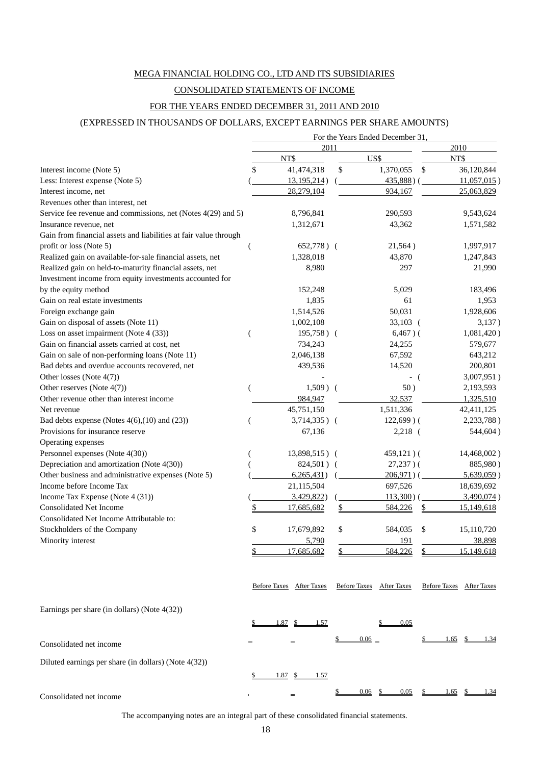# MEGA FINANCIAL HOLDING CO., LTD AND ITS SUBSIDIARIES

## CONSOLIDATED STATEMENTS OF INCOME

## FOR THE YEARS ENDED DECEMBER 31, 2011 AND 2010

## (EXPRESSED IN THOUSANDS OF DOLLARS, EXCEPT EARNINGS PER SHARE AMOUNTS)

| | For the Years Ended December 31, | | |
|---|---|---|---|
| | 2011 | | 2010 |
| | NT$ | US$ | NT$ |
| Interest income (Note 5) | $ 41,474,318 | $ 1,370,055 | $ 36,120,844 |
| Less: Interest expense (Note 5) | (13,195,214) | (435,888) | (11,057,015) |
| Interest income, net | 28,279,104 | 934,167 | 25,063,829 |
| Revenues other than interest, net | | | |
| Service fee revenue and commissions, net (Notes 4(29) and 5) | 8,796,841 | 290,593 | 9,543,624 |
| Insurance revenue, net | 1,312,671 | 43,362 | 1,571,582 |
| Gain from financial assets and liabilities at fair value through profit or loss (Note 5) | (652,778) | (21,564) | 1,997,917 |
| Realized gain on available-for-sale financial assets, net | 1,328,018 | 43,870 | 1,247,843 |
| Realized gain on held-to-maturity financial assets, net | 8,980 | 297 | 21,990 |
| Investment income from equity investments accounted for by the equity method | 152,248 | 5,029 | 183,496 |
| Gain on real estate investments | 1,835 | 61 | 1,953 |
| Foreign exchange gain | 1,514,526 | 50,031 | 1,928,606 |
| Gain on disposal of assets (Note 11) | 1,002,108 | 33,103 | (3,137) |
| Loss on asset impairment (Note 4 (33)) | (195,758) | (6,467) | (1,081,420) |
| Gain on financial assets carried at cost, net | 734,243 | 24,255 | 579,677 |
| Gain on sale of non-performing loans (Note 11) | 2,046,138 | 67,592 | 643,212 |
| Bad debts and overdue accounts recovered, net | 439,536 | 14,520 | 200,801 |
| Other losses (Note 4(7)) | - | - | (3,007,951) |
| Other reserves (Note 4(7)) | (1,509) | (50) | 2,193,593 |
| Other revenue other than interest income | 984,947 | 32,537 | 1,325,510 |
| Net revenue | 45,751,150 | 1,511,336 | 42,411,125 |
| Bad debts expense (Notes 4(6),(10) and (23)) | (3,714,335) | (122,699) | (2,233,788) |
| Provisions for insurance reserve | 67,136 | 2,218 | (544,604) |
| Operating expenses | | | |
| Personnel expenses (Note 4(30)) | (13,898,515) | (459,121) | (14,468,002) |
| Depreciation and amortization (Note 4(30)) | (824,501) | (27,237) | (885,980) |
| Other business and administrative expenses (Note 5) | (6,265,431) | (206,971) | (5,639,059) |
| Income before Income Tax | 21,115,504 | 697,526 | 18,639,692 |
| Income Tax Expense (Note 4 (31)) | (3,429,822) | (113,300) | (3,490,074) |
| Consolidated Net Income | $ 17,685,682 | $ 584,226 | $ 15,149,618 |
| Consolidated Net Income Attributable to: | | | |
| Stockholders of the Company | $ 17,679,892 | $ 584,035 | $ 15,110,720 |
| Minority interest | 5,790 | 191 | 38,898 |
| | $ 17,685,682 | $ 584,226 | $ 15,149,618 |

| | Before Taxes | After Taxes | Before Taxes | After Taxes | Before Taxes | After Taxes |
|---|---|---|---|---|---|---|
| Earnings per share (in dollars) (Note 4(32)) | | | | | | |
| | $ 1.87 | $ 1.57 | | $ 0.05 | | |
| Consolidated net income | - | - | $ 0.06 | - | $ 1.65 | $ 1.34 |
| Diluted earnings per share (in dollars) (Note 4(32)) | | | | | | |
| | $ 1.87 | $ 1.57 | | | | |
| Consolidated net income | - | - | $ 0.06 | $ 0.05 | $ 1.65 | $ 1.34 |

The accompanying notes are an integral part of these consolidated financial statements.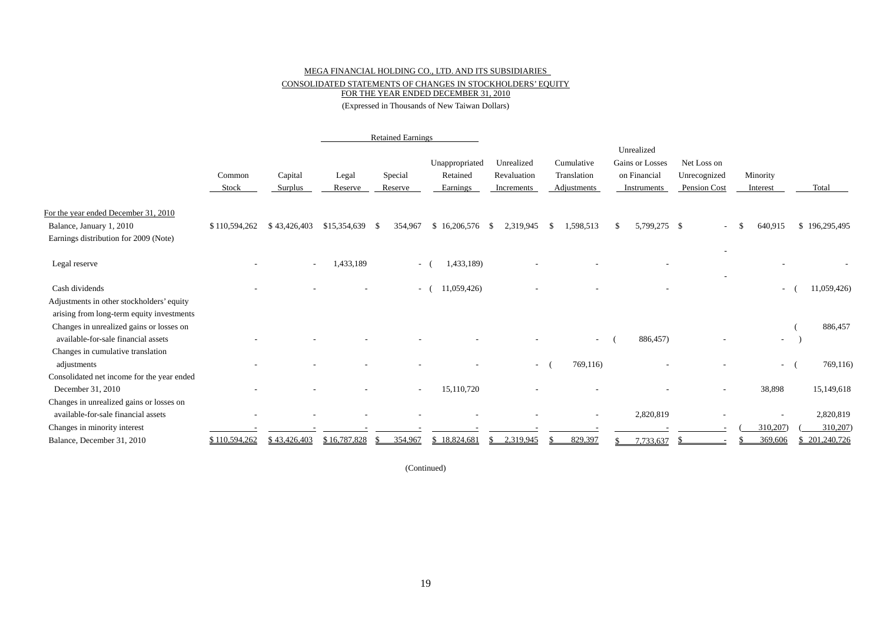MEGA FINANCIAL HOLDING CO., LTD. AND ITS SUBSIDIARIES

CONSOLIDATED STATEMENTS OF CHANGES IN STOCKHOLDERS' EQUITY

FOR THE YEAR ENDED DECEMBER 31, 2010

(Expressed in Thousands of New Taiwan Dollars)

| | Common Stock | Capital Surplus | Retained Earnings | | | Unrealized Revaluation Increments | Cumulative Translation Adjustments | Unrealized Gains or Losses on Financial Instruments | Net Loss on Unrecognized Pension Cost | Minority Interest | Total |
|---|---|---|---|---|---|---|---|---|---|---|---|
| | | | Legal Reserve | Special Reserve | Unappropriated Retained Earnings | | | | | | |
| For the year ended December 31, 2010 | | | | | | | | | | | |
| Balance, January 1, 2010 | $ 110,594,262 | $ 43,426,403 | $15,354,639 | $ 354,967 | $ 16,206,576 | $ 2,319,945 | $ 1,598,513 | $ 5,799,275 | $ - | $ 640,915 | $ 196,295,495 |
| Earnings distribution for 2009 (Note) | | | | | | | | | | | |
| Legal reserve | - | - | 1,433,189 | - | ( 1,433,189) | - | - | - | - | - | - |
| Cash dividends | - | - | - | - | ( 11,059,426) | - | - | - | - | - | ( 11,059,426) |
| Adjustments in other stockholders' equity arising from long-term equity investments | | | | | | | | | | | |
| Changes in unrealized gains or losses on available-for-sale financial assets | - | - | - | - | - | - | - | ( 886,457) | - | - | ( 886,457) |
| Changes in cumulative translation adjustments | - | - | - | - | - | - | ( 769,116) | - | - | - | ( 769,116) |
| Consolidated net income for the year ended December 31, 2010 | - | - | - | - | 15,110,720 | - | - | - | - | 38,898 | 15,149,618 |
| Changes in unrealized gains or losses on available-for-sale financial assets | - | - | - | - | - | - | - | 2,820,819 | - | - | 2,820,819 |
| Changes in minority interest | - | - | - | - | - | - | - | - | - | ( 310,207) | ( 310,207) |
| Balance, December 31, 2010 | $ 110,594,262 | $ 43,426,403 | $ 16,787,828 | $ 354,967 | $ 18,824,681 | $ 2,319,945 | $ 829,397 | $ 7,733,637 | $ - | $ 369,606 | $ 201,240,726 |

(Continued)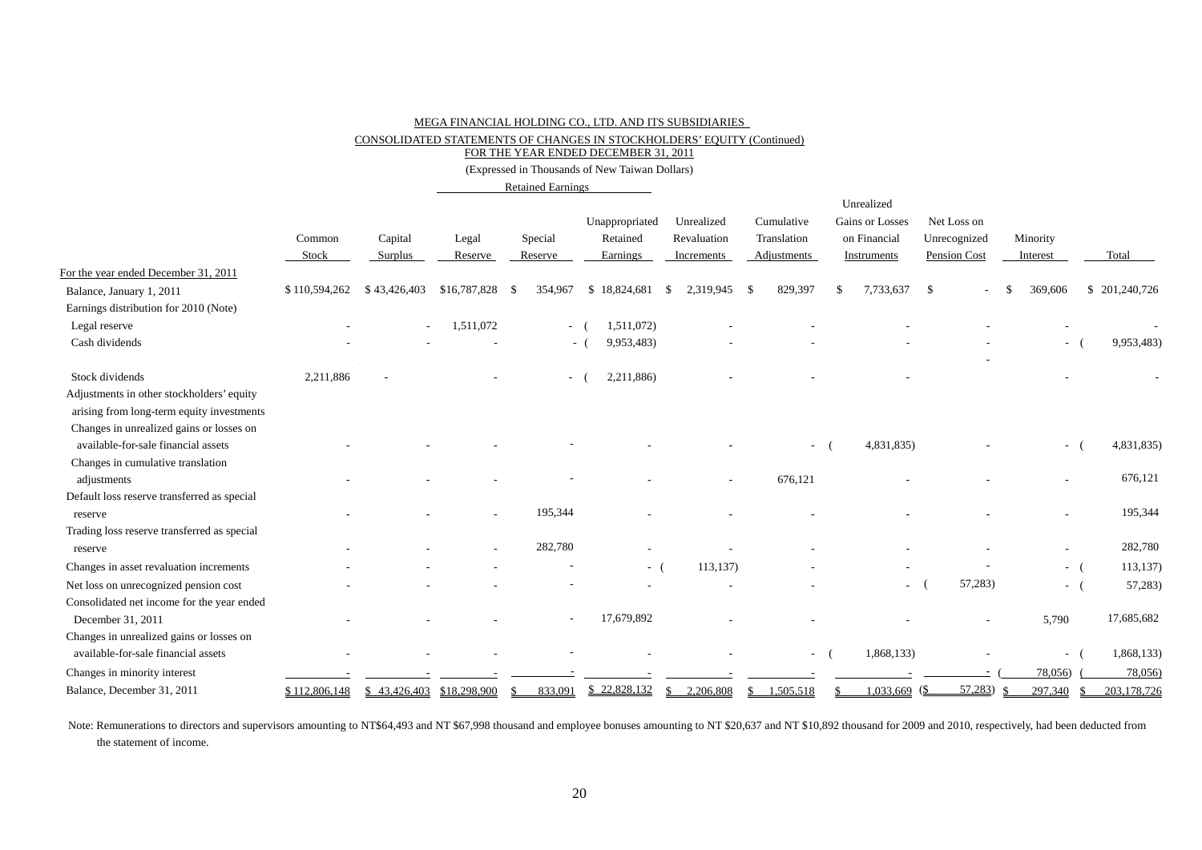MEGA FINANCIAL HOLDING CO., LTD. AND ITS SUBSIDIARIES

CONSOLIDATED STATEMENTS OF CHANGES IN STOCKHOLDERS' EQUITY (Continued)

FOR THE YEAR ENDED DECEMBER 31, 2011

(Expressed in Thousands of New Taiwan Dollars)

| | Common Stock | Capital Surplus | Retained Earnings: Legal Reserve | Retained Earnings: Special Reserve | Retained Earnings: Unappropriated Retained Earnings | Unrealized Revaluation Increments | Cumulative Translation Adjustments | Unrealized Gains or Losses on Financial Instruments | Net Loss on Unrecognized Pension Cost | Minority Interest | Total |
|---|---|---|---|---|---|---|---|---|---|---|---|
| For the year ended December 31, 2011 | | | | | | | | | | | |
| Balance, January 1, 2011 | $ 110,594,262 | $ 43,426,403 | $16,787,828 | $ 354,967 | $ 18,824,681 | $ 2,319,945 | $ 829,397 | $ 7,733,637 | $ - | $ 369,606 | $ 201,240,726 |
| Earnings distribution for 2010 (Note) | | | | | | | | | | | |
| Legal reserve | - | - | 1,511,072 | - | ( 1,511,072) | - | - | - | - | - | - |
| Cash dividends | - | - | - | - | ( 9,953,483) | - | - | - | - | - | ( 9,953,483) |
| Stock dividends | 2,211,886 | - | - | - | ( 2,211,886) | - | - | - | - | - | - |
| Adjustments in other stockholders' equity arising from long-term equity investments | | | | | | | | | | | |
| Changes in unrealized gains or losses on available-for-sale financial assets | - | - | - | - | - | - | - | ( 4,831,835) | - | - | ( 4,831,835) |
| Changes in cumulative translation adjustments | - | - | - | - | - | - | 676,121 | - | - | - | 676,121 |
| Default loss reserve transferred as special reserve | - | - | - | 195,344 | - | - | - | - | - | - | 195,344 |
| Trading loss reserve transferred as special reserve | - | - | - | 282,780 | - | - | - | - | - | - | 282,780 |
| Changes in asset revaluation increments | - | - | - | - | - | ( 113,137) | - | - | - | - | ( 113,137) |
| Net loss on unrecognized pension cost | - | - | - | - | - | - | - | - | ( 57,283) | - | ( 57,283) |
| Consolidated net income for the year ended December 31, 2011 | - | - | - | - | 17,679,892 | - | - | - | - | 5,790 | 17,685,682 |
| Changes in unrealized gains or losses on available-for-sale financial assets | - | - | - | - | - | - | - | ( 1,868,133) | - | - | ( 1,868,133) |
| Changes in minority interest | - | - | - | - | - | - | - | - | - | ( 78,056) | ( 78,056) |
| Balance, December 31, 2011 | $ 112,806,148 | $ 43,426,403 | $18,298,900 | $ 833,091 | $ 22,828,132 | $ 2,206,808 | $ 1,505,518 | $ 1,033,669 | ($ 57,283) | $ 297,340 | $ 203,178,726 |

Note: Remunerations to directors and supervisors amounting to NT$64,493 and NT $67,998 thousand and employee bonuses amounting to NT $20,637 and NT $10,892 thousand for 2009 and 2010, respectively, had been deducted from the statement of income.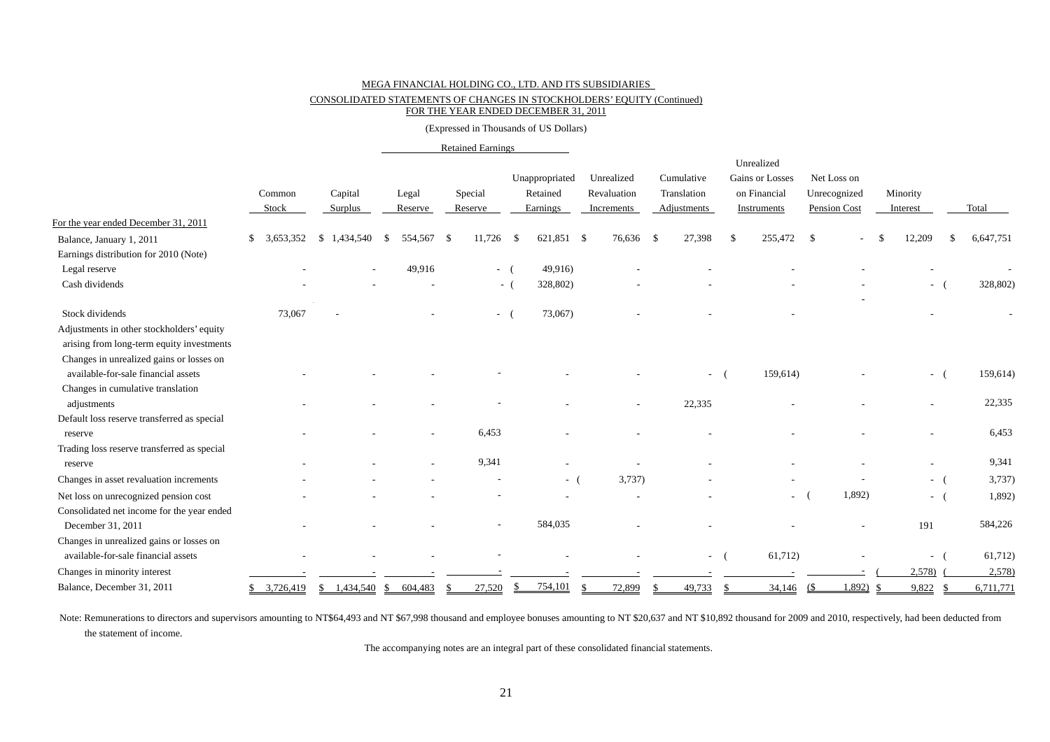MEGA FINANCIAL HOLDING CO., LTD. AND ITS SUBSIDIARIES

CONSOLIDATED STATEMENTS OF CHANGES IN STOCKHOLDERS' EQUITY (Continued)
FOR THE YEAR ENDED DECEMBER 31, 2011

(Expressed in Thousands of US Dollars)

| | Common Stock | Capital Surplus | Retained Earnings: Legal Reserve | Retained Earnings: Special Reserve | Retained Earnings: Unappropriated Retained Earnings | Unrealized Revaluation Increments | Cumulative Translation Adjustments | Unrealized Gains or Losses on Financial Instruments | Net Loss on Unrecognized Pension Cost | Minority Interest | Total |
|---|---|---|---|---|---|---|---|---|---|---|---|
| For the year ended December 31, 2011 | | | | | | | | | | | |
| Balance, January 1, 2011 | $ 3,653,352 | $ 1,434,540 | $ 554,567 | $ 11,726 | $ 621,851 | $ 76,636 | $ 27,398 | $ 255,472 | $ - | $ 12,209 | $ 6,647,751 |
| Earnings distribution for 2010 (Note) | | | | | | | | | | | |
| Legal reserve | - | - | 49,916 | - | ( 49,916) | - | - | - | - | - | - |
| Cash dividends | - | - | - | - | ( 328,802) | - | - | - | - | - | ( 328,802) |
| Stock dividends | 73,067 | - | - | - | ( 73,067) | - | - | - | - | - | - |
| Adjustments in other stockholders' equity arising from long-term equity investments | | | | | | | | | | | |
| Changes in unrealized gains or losses on available-for-sale financial assets | - | - | - | - | - | - | - | ( 159,614) | - | - | ( 159,614) |
| Changes in cumulative translation adjustments | - | - | - | - | - | - | 22,335 | - | - | - | 22,335 |
| Default loss reserve transferred as special reserve | - | - | - | 6,453 | - | - | - | - | - | - | 6,453 |
| Trading loss reserve transferred as special reserve | - | - | - | 9,341 | - | - | - | - | - | - | 9,341 |
| Changes in asset revaluation increments | - | - | - | - | - | ( 3,737) | - | - | - | - | ( 3,737) |
| Net loss on unrecognized pension cost | - | - | - | - | - | - | - | - | ( 1,892) | - | ( 1,892) |
| Consolidated net income for the year ended December 31, 2011 | - | - | - | - | 584,035 | - | - | - | - | 191 | 584,226 |
| Changes in unrealized gains or losses on available-for-sale financial assets | - | - | - | - | - | - | - | ( 61,712) | - | - | ( 61,712) |
| Changes in minority interest | - | - | - | - | - | - | - | - | - | ( 2,578) | ( 2,578) |
| Balance, December 31, 2011 | $ 3,726,419 | $ 1,434,540 | $ 604,483 | $ 27,520 | $ 754,101 | $ 72,899 | $ 49,733 | $ 34,146 | ($ 1,892) | $ 9,822 | $ 6,711,771 |

Note: Remunerations to directors and supervisors amounting to NT$64,493 and NT $67,998 thousand and employee bonuses amounting to NT $20,637 and NT $10,892 thousand for 2009 and 2010, respectively, had been deducted from the statement of income.

The accompanying notes are an integral part of these consolidated financial statements.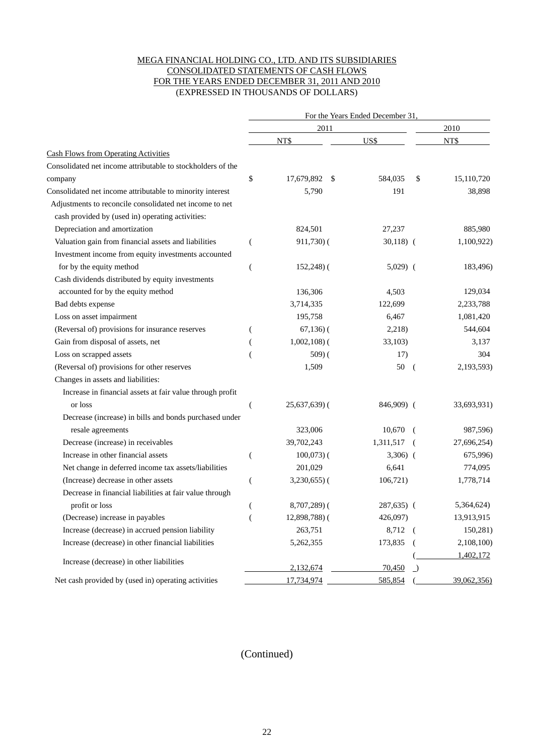MEGA FINANCIAL HOLDING CO., LTD. AND ITS SUBSIDIARIES
CONSOLIDATED STATEMENTS OF CASH FLOWS
FOR THE YEARS ENDED DECEMBER 31, 2011 AND 2010
(EXPRESSED IN THOUSANDS OF DOLLARS)

| | For the Years Ended December 31, | | |
|---|---|---|---|
| | 2011 | | 2010 |
| | NT$ | US$ | NT$ |
| Cash Flows from Operating Activities | | | |
| Consolidated net income attributable to stockholders of the company | $ 17,679,892 | $ 584,035 | $ 15,110,720 |
| Consolidated net income attributable to minority interest | 5,790 | 191 | 38,898 |
| Adjustments to reconcile consolidated net income to net cash provided by (used in) operating activities: | | | |
| Depreciation and amortization | 824,501 | 27,237 | 885,980 |
| Valuation gain from financial assets and liabilities | ( 911,730) | ( 30,118) | ( 1,100,922) |
| Investment income from equity investments accounted for by the equity method | ( 152,248) | ( 5,029) | ( 183,496) |
| Cash dividends distributed by equity investments accounted for by the equity method | 136,306 | 4,503 | 129,034 |
| Bad debts expense | 3,714,335 | 122,699 | 2,233,788 |
| Loss on asset impairment | 195,758 | 6,467 | 1,081,420 |
| (Reversal of) provisions for insurance reserves | ( 67,136) | ( 2,218) | 544,604 |
| Gain from disposal of assets, net | ( 1,002,108) | ( 33,103) | 3,137 |
| Loss on scrapped assets | ( 509) | ( 17) | 304 |
| (Reversal of) provisions for other reserves | 1,509 | 50 | ( 2,193,593) |
| Changes in assets and liabilities: | | | |
| Increase in financial assets at fair value through profit or loss | ( 25,637,639) | ( 846,909) | ( 33,693,931) |
| Decrease (increase) in bills and bonds purchased under resale agreements | 323,006 | 10,670 | ( 987,596) |
| Decrease (increase) in receivables | 39,702,243 | 1,311,517 | ( 27,696,254) |
| Increase in other financial assets | ( 100,073) | ( 3,306) | ( 675,996) |
| Net change in deferred income tax assets/liabilities | 201,029 | 6,641 | 774,095 |
| (Increase) decrease in other assets | ( 3,230,655) | ( 106,721) | 1,778,714 |
| Decrease in financial liabilities at fair value through profit or loss | ( 8,707,289) | ( 287,635) | ( 5,364,624) |
| (Decrease) increase in payables | ( 12,898,788) | ( 426,097) | 13,913,915 |
| Increase (decrease) in accrued pension liability | 263,751 | 8,712 | ( 150,281) |
| Increase (decrease) in other financial liabilities | 5,262,355 | 173,835 | ( 2,108,100) |
| Increase (decrease) in other liabilities | 2,132,674 | 70,450 | ( 1,402,172) |
| Net cash provided by (used in) operating activities | 17,734,974 | 585,854 | ( 39,062,356) |

(Continued)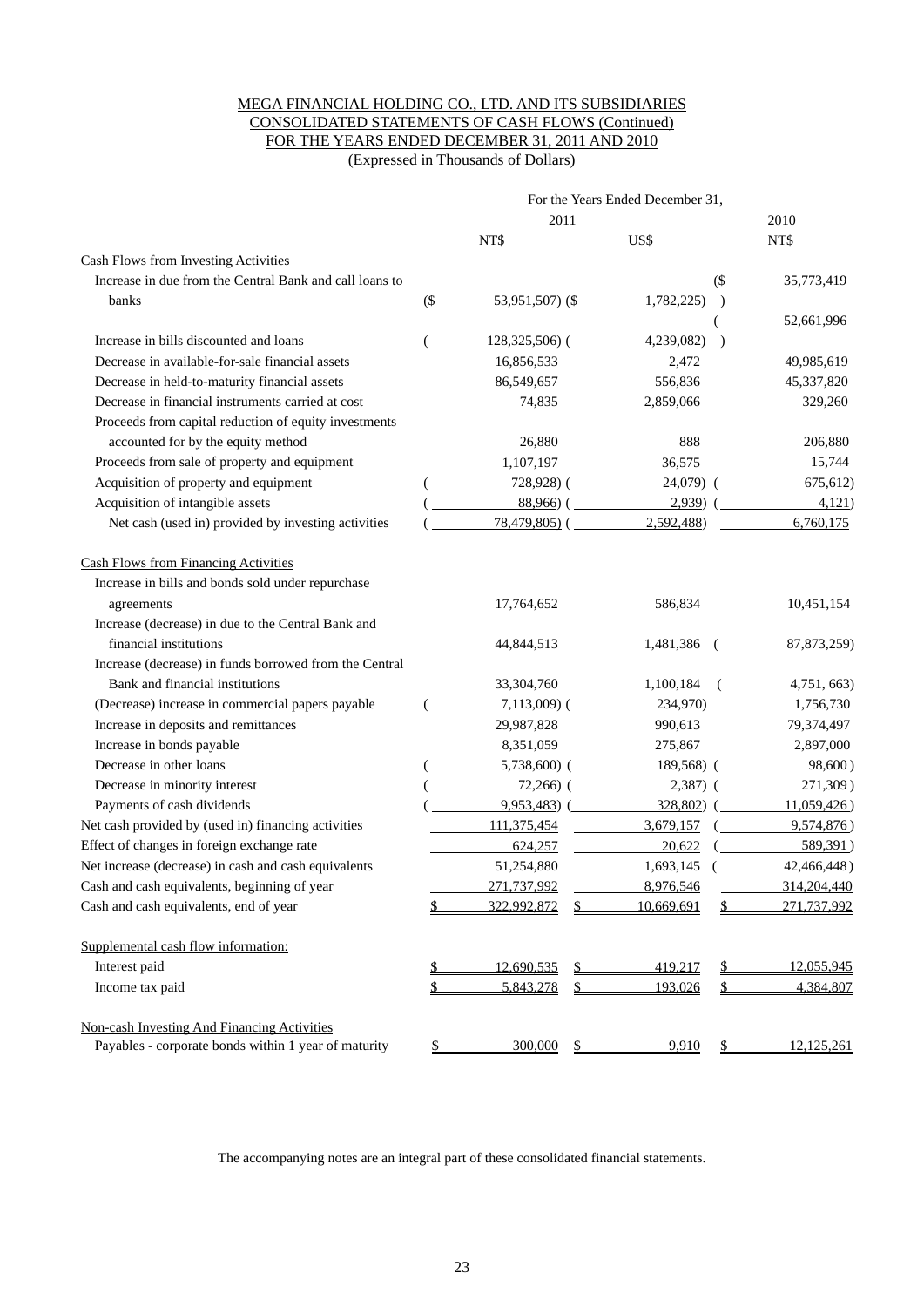MEGA FINANCIAL HOLDING CO., LTD. AND ITS SUBSIDIARIES
CONSOLIDATED STATEMENTS OF CASH FLOWS (Continued)
FOR THE YEARS ENDED DECEMBER 31, 2011 AND 2010
(Expressed in Thousands of Dollars)

| | For the Years Ended December 31, | | |
|---|---|---|---|
| | 2011 | | 2010 |
| | NT$ | US$ | NT$ |
| **Cash Flows from Investing Activities** | | | |
| Increase in due from the Central Bank and call loans to banks | ($ 53,951,507) | ($ 1,782,225) | ($ 35,773,419) |
| Increase in bills discounted and loans | ( 128,325,506) | ( 4,239,082) | ( 52,661,996) |
| Decrease in available-for-sale financial assets | 16,856,533 | 2,472 | 49,985,619 |
| Decrease in held-to-maturity financial assets | 86,549,657 | 556,836 | 45,337,820 |
| Decrease in financial instruments carried at cost | 74,835 | 2,859,066 | 329,260 |
| Proceeds from capital reduction of equity investments accounted for by the equity method | 26,880 | 888 | 206,880 |
| Proceeds from sale of property and equipment | 1,107,197 | 36,575 | 15,744 |
| Acquisition of property and equipment | ( 728,928) | ( 24,079) | ( 675,612) |
| Acquisition of intangible assets | ( 88,966) | ( 2,939) | ( 4,121) |
| Net cash (used in) provided by investing activities | ( 78,479,805) | ( 2,592,488) | 6,760,175 |
| **Cash Flows from Financing Activities** | | | |
| Increase in bills and bonds sold under repurchase agreements | 17,764,652 | 586,834 | 10,451,154 |
| Increase (decrease) in due to the Central Bank and financial institutions | 44,844,513 | 1,481,386 | ( 87,873,259) |
| Increase (decrease) in funds borrowed from the Central Bank and financial institutions | 33,304,760 | 1,100,184 | ( 4,751, 663) |
| (Decrease) increase in commercial papers payable | ( 7,113,009) | ( 234,970) | 1,756,730 |
| Increase in deposits and remittances | 29,987,828 | 990,613 | 79,374,497 |
| Increase in bonds payable | 8,351,059 | 275,867 | 2,897,000 |
| Decrease in other loans | ( 5,738,600) | ( 189,568) | ( 98,600) |
| Decrease in minority interest | ( 72,266) | ( 2,387) | ( 271,309) |
| Payments of cash dividends | ( 9,953,483) | ( 328,802) | ( 11,059,426) |
| Net cash provided by (used in) financing activities | 111,375,454 | 3,679,157 | ( 9,574,876) |
| Effect of changes in foreign exchange rate | 624,257 | 20,622 | ( 589,391) |
| Net increase (decrease) in cash and cash equivalents | 51,254,880 | 1,693,145 | ( 42,466,448) |
| Cash and cash equivalents, beginning of year | 271,737,992 | 8,976,546 | 314,204,440 |
| Cash and cash equivalents, end of year | $ 322,992,872 | $ 10,669,691 | $ 271,737,992 |
| **Supplemental cash flow information:** | | | |
| Interest paid | $ 12,690,535 | $ 419,217 | $ 12,055,945 |
| Income tax paid | $ 5,843,278 | $ 193,026 | $ 4,384,807 |
| **Non-cash Investing And Financing Activities** | | | |
| Payables - corporate bonds within 1 year of maturity | $ 300,000 | $ 9,910 | $ 12,125,261 |

The accompanying notes are an integral part of these consolidated financial statements.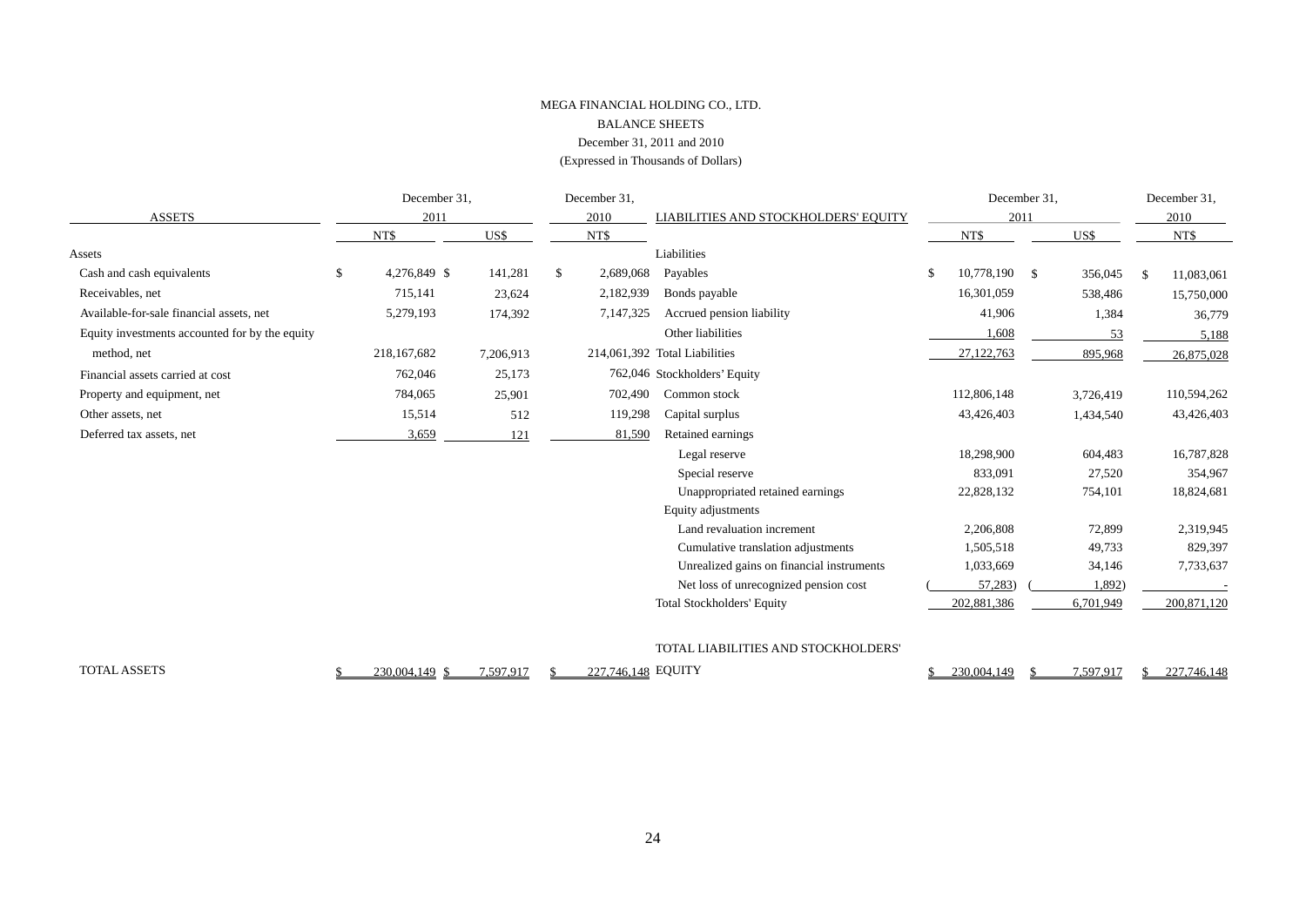MEGA FINANCIAL HOLDING CO., LTD.

BALANCE SHEETS

December 31, 2011 and 2010

(Expressed in Thousands of Dollars)

| ASSETS | December 31, 2011 NT$ | December 31, 2011 US$ | December 31, 2010 NT$ |
|---|---|---|---|
| **Assets** | | | |
| Cash and cash equivalents | $ 4,276,849 | $ 141,281 | $ 2,689,068 |
| Receivables, net | 715,141 | 23,624 | 2,182,939 |
| Available-for-sale financial assets, net | 5,279,193 | 174,392 | 7,147,325 |
| Equity investments accounted for by the equity method, net | 218,167,682 | 7,206,913 | 214,061,392 |
| Financial assets carried at cost | 762,046 | 25,173 | 762,046 |
| Property and equipment, net | 784,065 | 25,901 | 702,490 |
| Other assets, net | 15,514 | 512 | 119,298 |
| Deferred tax assets, net | 3,659 | 121 | 81,590 |
| TOTAL ASSETS | $ 230,004,149 | $ 7,597,917 | $ 227,746,148 |

| LIABILITIES AND STOCKHOLDERS' EQUITY | December 31, 2011 NT$ | December 31, 2011 US$ | December 31, 2010 NT$ |
|---|---|---|---|
| **Liabilities** | | | |
| Payables | $ 10,778,190 | $ 356,045 | $ 11,083,061 |
| Bonds payable | 16,301,059 | 538,486 | 15,750,000 |
| Accrued pension liability | 41,906 | 1,384 | 36,779 |
| Other liabilities | 1,608 | 53 | 5,188 |
| Total Liabilities | 27,122,763 | 895,968 | 26,875,028 |
| **Stockholders' Equity** | | | |
| Common stock | 112,806,148 | 3,726,419 | 110,594,262 |
| Capital surplus | 43,426,403 | 1,434,540 | 43,426,403 |
| Retained earnings | | | |
| Legal reserve | 18,298,900 | 604,483 | 16,787,828 |
| Special reserve | 833,091 | 27,520 | 354,967 |
| Unappropriated retained earnings | 22,828,132 | 754,101 | 18,824,681 |
| Equity adjustments | | | |
| Land revaluation increment | 2,206,808 | 72,899 | 2,319,945 |
| Cumulative translation adjustments | 1,505,518 | 49,733 | 829,397 |
| Unrealized gains on financial instruments | 1,033,669 | 34,146 | 7,733,637 |
| Net loss of unrecognized pension cost | ( 57,283) | ( 1,892) | - |
| Total Stockholders' Equity | 202,881,386 | 6,701,949 | 200,871,120 |
| TOTAL LIABILITIES AND STOCKHOLDERS' EQUITY | $ 230,004,149 | $ 7,597,917 | $ 227,746,148 |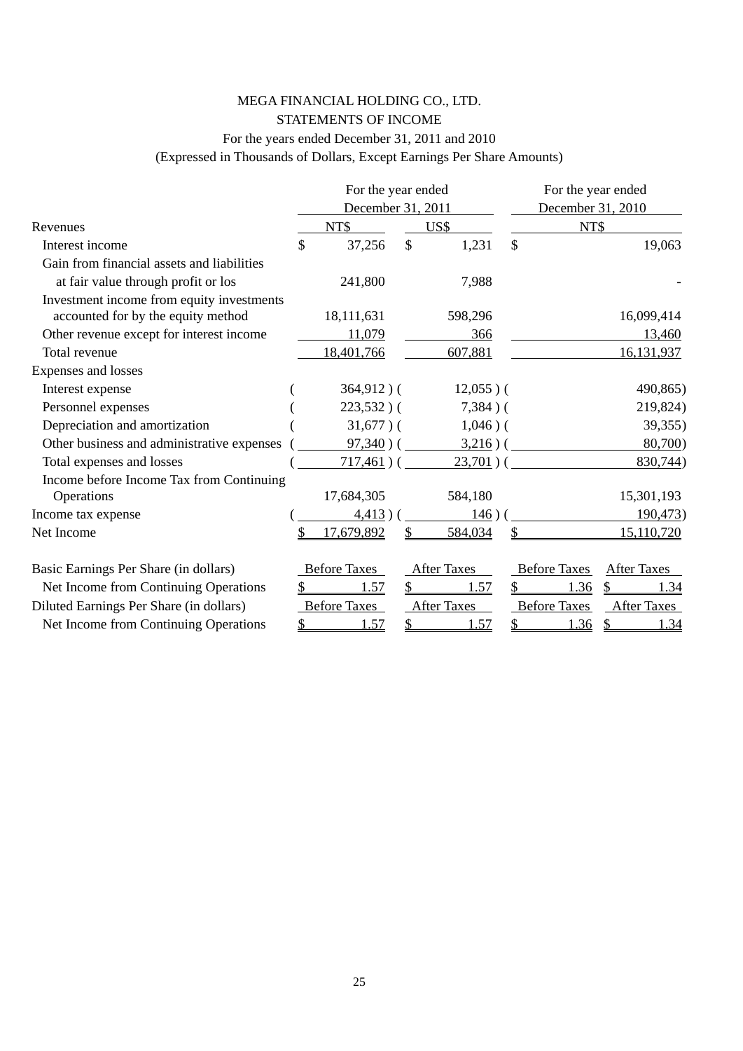# MEGA FINANCIAL HOLDING CO., LTD.

## STATEMENTS OF INCOME

For the years ended December 31, 2011 and 2010

(Expressed in Thousands of Dollars, Except Earnings Per Share Amounts)

| | For the year ended December 31, 2011 | | For the year ended December 31, 2010 | |
|---|---|---|---|---|
| Revenues | NT$ | US$ | NT$ | |
| Interest income | $ 37,256 | $ 1,231 | $ 19,063 | |
| Gain from financial assets and liabilities at fair value through profit or los | 241,800 | 7,988 | - | |
| Investment income from equity investments accounted for by the equity method | 18,111,631 | 598,296 | 16,099,414 | |
| Other revenue except for interest income | 11,079 | 366 | 13,460 | |
| Total revenue | 18,401,766 | 607,881 | 16,131,937 | |
| Expenses and losses | | | | |
| Interest expense | ( 364,912 ) | ( 12,055 ) | ( 490,865) | |
| Personnel expenses | ( 223,532 ) | ( 7,384 ) | ( 219,824) | |
| Depreciation and amortization | ( 31,677 ) | ( 1,046 ) | ( 39,355) | |
| Other business and administrative expenses | ( 97,340 ) | ( 3,216 ) | ( 80,700) | |
| Total expenses and losses | ( 717,461 ) | ( 23,701 ) | ( 830,744) | |
| Income before Income Tax from Continuing Operations | 17,684,305 | 584,180 | 15,301,193 | |
| Income tax expense | ( 4,413 ) | ( 146 ) | ( 190,473) | |
| Net Income | $ 17,679,892 | $ 584,034 | $ 15,110,720 | |
| | | | | |
| Basic Earnings Per Share (in dollars) | Before Taxes | After Taxes | Before Taxes | After Taxes |
| Net Income from Continuing Operations | $ 1.57 | $ 1.57 | $ 1.36 | $ 1.34 |
| Diluted Earnings Per Share (in dollars) | Before Taxes | After Taxes | Before Taxes | After Taxes |
| Net Income from Continuing Operations | $ 1.57 | $ 1.57 | $ 1.36 | $ 1.34 |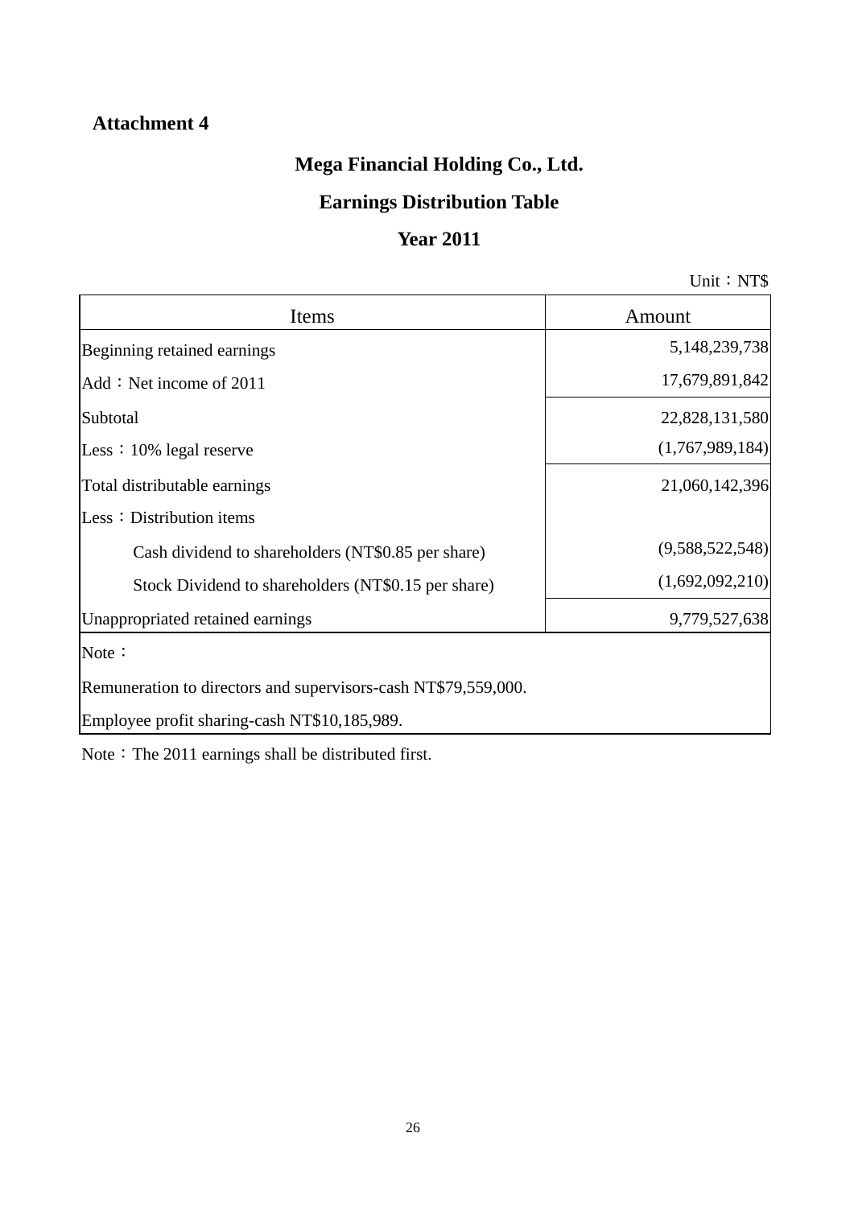**Attachment 4**

# Mega Financial Holding Co., Ltd.

## Earnings Distribution Table

## Year 2011

Unit：NT$

| Items | Amount |
|---|---|
| Beginning retained earnings | 5,148,239,738 |
| Add：Net income of 2011 | 17,679,891,842 |
| Subtotal | 22,828,131,580 |
| Less：10% legal reserve | (1,767,989,184) |
| Total distributable earnings | 21,060,142,396 |
| Less：Distribution items | |
| Cash dividend to shareholders (NT$0.85 per share) | (9,588,522,548) |
| Stock Dividend to shareholders (NT$0.15 per share) | (1,692,092,210) |
| Unappropriated retained earnings | 9,779,527,638 |
| Note： | |
| Remuneration to directors and supervisors-cash NT$79,559,000. | |
| Employee profit sharing-cash NT$10,185,989. | |

Note：The 2011 earnings shall be distributed first.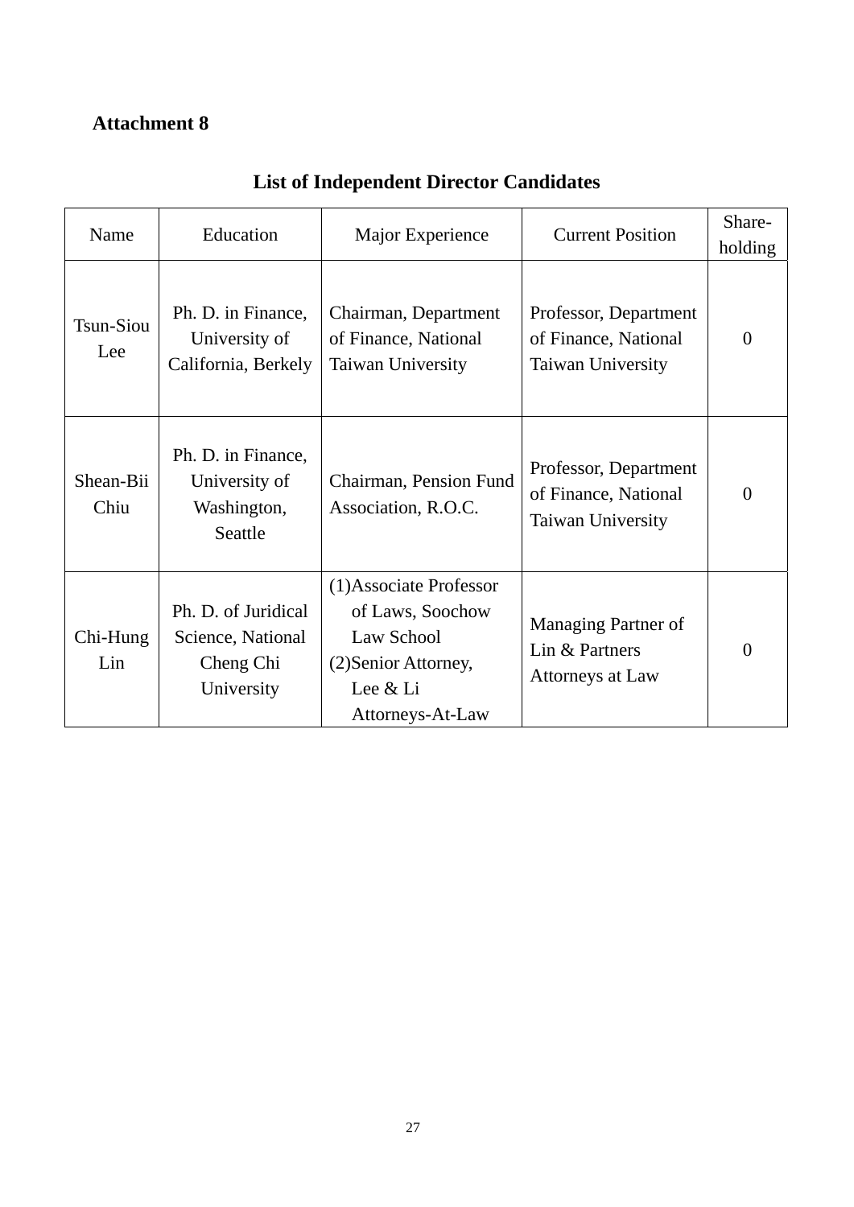**Attachment 8**

## List of Independent Director Candidates

| Name | Education | Major Experience | Current Position | Share-holding |
|---|---|---|---|---|
| Tsun-Siou Lee | Ph. D. in Finance, University of California, Berkely | Chairman, Department of Finance, National Taiwan University | Professor, Department of Finance, National Taiwan University | 0 |
| Shean-Bii Chiu | Ph. D. in Finance, University of Washington, Seattle | Chairman, Pension Fund Association, R.O.C. | Professor, Department of Finance, National Taiwan University | 0 |
| Chi-Hung Lin | Ph. D. of Juridical Science, National Cheng Chi University | (1)Associate Professor of Laws, Soochow Law School (2)Senior Attorney, Lee & Li Attorneys-At-Law | Managing Partner of Lin & Partners Attorneys at Law | 0 |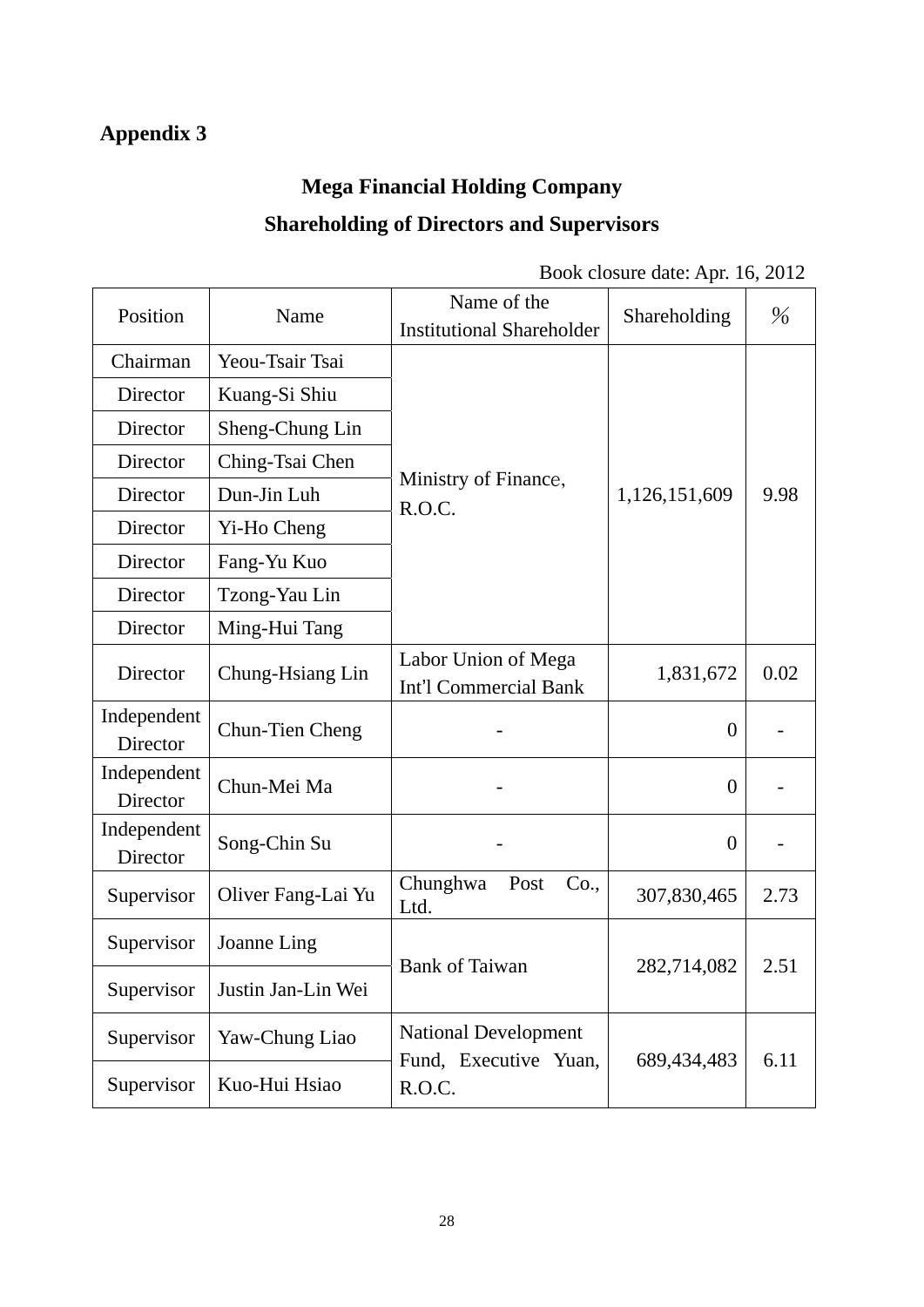**Appendix 3**

## Mega Financial Holding Company

## Shareholding of Directors and Supervisors

Book closure date: Apr. 16, 2012

| Position | Name | Name of the Institutional Shareholder | Shareholding | % |
|---|---|---|---|---|
| Chairman | Yeou-Tsair Tsai | Ministry of Finance, R.O.C. | 1,126,151,609 | 9.98 |
| Director | Kuang-Si Shiu | | | |
| Director | Sheng-Chung Lin | | | |
| Director | Ching-Tsai Chen | | | |
| Director | Dun-Jin Luh | | | |
| Director | Yi-Ho Cheng | | | |
| Director | Fang-Yu Kuo | | | |
| Director | Tzong-Yau Lin | | | |
| Director | Ming-Hui Tang | | | |
| Director | Chung-Hsiang Lin | Labor Union of Mega Int'l Commercial Bank | 1,831,672 | 0.02 |
| Independent Director | Chun-Tien Cheng | - | 0 | - |
| Independent Director | Chun-Mei Ma | - | 0 | - |
| Independent Director | Song-Chin Su | - | 0 | - |
| Supervisor | Oliver Fang-Lai Yu | Chunghwa Post Co., Ltd. | 307,830,465 | 2.73 |
| Supervisor | Joanne Ling | Bank of Taiwan | 282,714,082 | 2.51 |
| Supervisor | Justin Jan-Lin Wei | | | |
| Supervisor | Yaw-Chung Liao | National Development Fund, Executive Yuan, R.O.C. | 689,434,483 | 6.11 |
| Supervisor | Kuo-Hui Hsiao | | | |